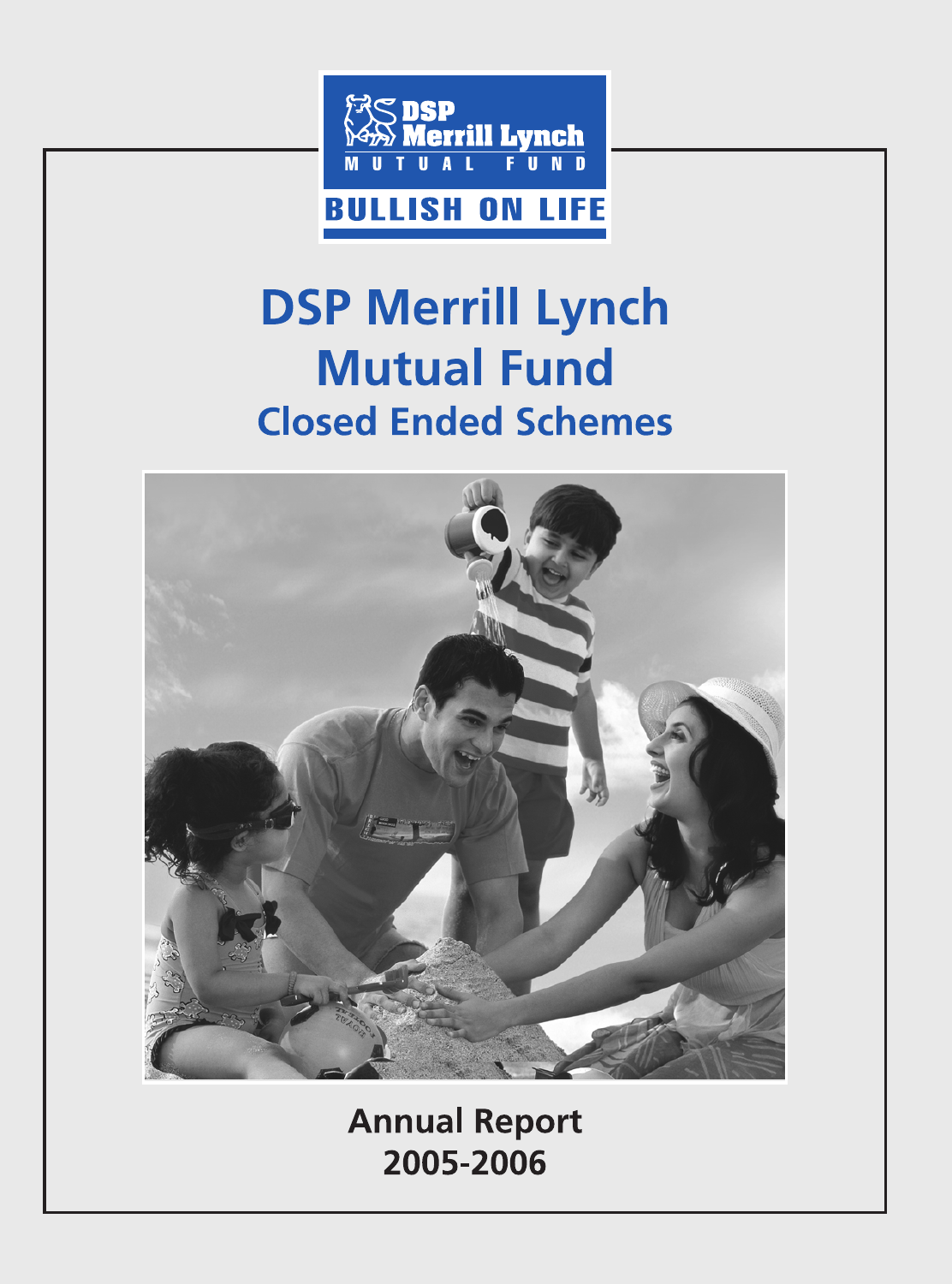DSP Merrill Lynch
MUTUAL FUND
BULLISH ON LIFE

# DSP Merrill Lynch Mutual Fund

## Closed Ended Schemes

**Annual Report**
**2005-2006**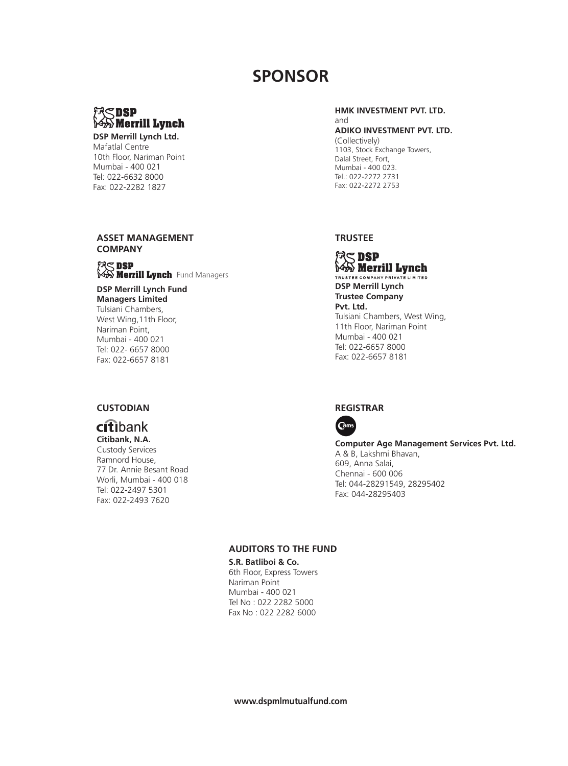# SPONSOR

**DSP Merrill Lynch Ltd.**
Mafatlal Centre
10th Floor, Nariman Point
Mumbai - 400 021
Tel: 022-6632 8000
Fax: 022-2282 1827

**HMK INVESTMENT PVT. LTD.**
and
**ADIKO INVESTMENT PVT. LTD.**
(Collectively)
1103, Stock Exchange Towers,
Dalal Street, Fort,
Mumbai - 400 023.
Tel.: 022-2272 2731
Fax: 022-2272 2753

## ASSET MANAGEMENT COMPANY

DSP Merrill Lynch Fund Managers

**DSP Merrill Lynch Fund Managers Limited**
Tulsiani Chambers,
West Wing,11th Floor,
Nariman Point,
Mumbai - 400 021
Tel: 022- 6657 8000
Fax: 022-6657 8181

## TRUSTEE

DSP Merrill Lynch TRUSTEE COMPANY PRIVATE LIMITED

**DSP Merrill Lynch Trustee Company Pvt. Ltd.**
Tulsiani Chambers, West Wing,
11th Floor, Nariman Point
Mumbai - 400 021
Tel: 022-6657 8000
Fax: 022-6657 8181

## CUSTODIAN

**Citibank, N.A.**
Custody Services
Ramnord House,
77 Dr. Annie Besant Road
Worli, Mumbai - 400 018
Tel: 022-2497 5301
Fax: 022-2493 7620

## REGISTRAR

**Computer Age Management Services Pvt. Ltd.**
A & B, Lakshmi Bhavan,
609, Anna Salai,
Chennai - 600 006
Tel: 044-28291549, 28295402
Fax: 044-28295403

## AUDITORS TO THE FUND

**S.R. Batliboi & Co.**
6th Floor, Express Towers
Nariman Point
Mumbai - 400 021
Tel No : 022 2282 5000
Fax No : 022 2282 6000

**www.dspmlmutualfund.com**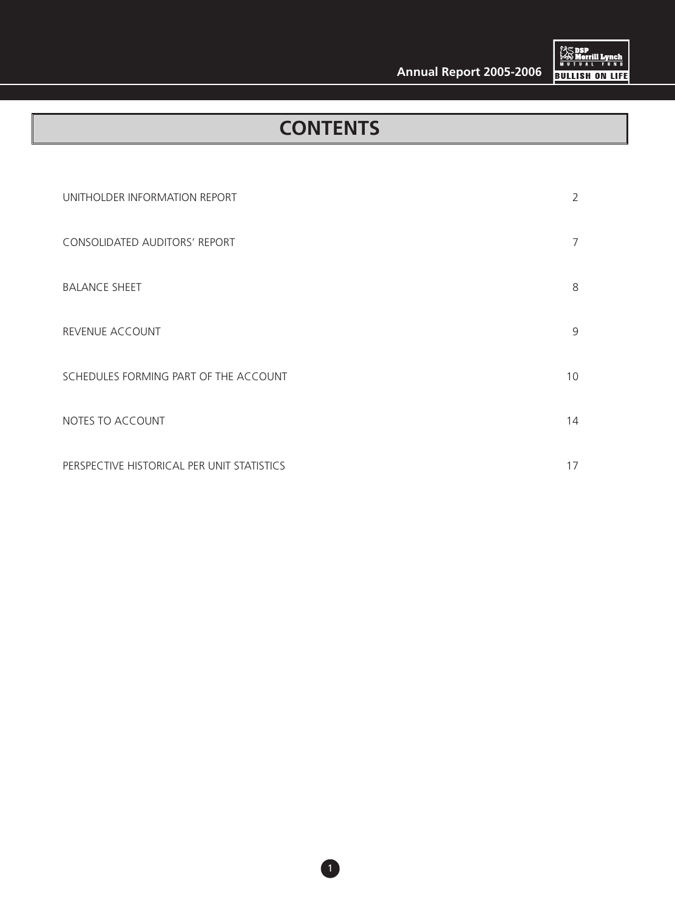# CONTENTS

| | |
|---|---|
| UNITHOLDER INFORMATION REPORT | 2 |
| CONSOLIDATED AUDITORS' REPORT | 7 |
| BALANCE SHEET | 8 |
| REVENUE ACCOUNT | 9 |
| SCHEDULES FORMING PART OF THE ACCOUNT | 10 |
| NOTES TO ACCOUNT | 14 |
| PERSPECTIVE HISTORICAL PER UNIT STATISTICS | 17 |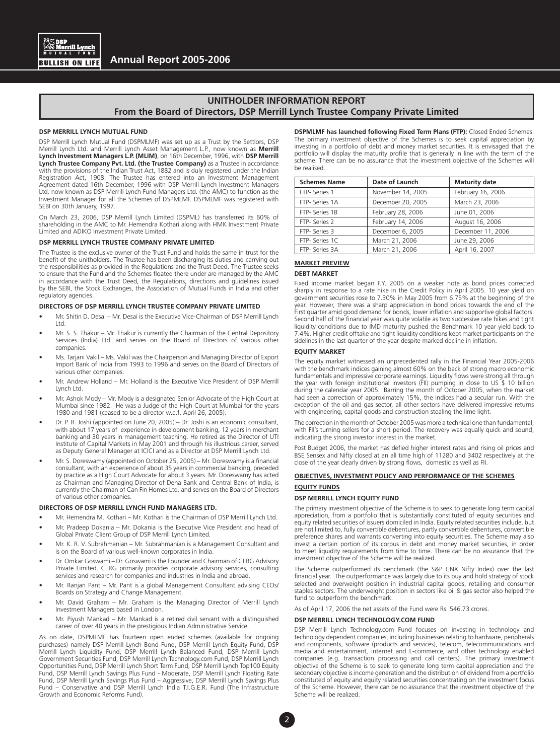## UNITHOLDER INFORMATION REPORT
### From the Board of Directors, DSP Merrill Lynch Trustee Company Private Limited

**DSP MERRILL LYNCH MUTUAL FUND**

DSP Merrill Lynch Mutual Fund (DSPMLMF) was set up as a Trust by the Settlors, DSP Merrill Lynch Ltd. and Merrill Lynch Asset Management L.P., now known as **Merrill Lynch Investment Managers L.P. (MLIM)**, on 16th December, 1996, with **DSP Merrill Lynch Trustee Company Pvt. Ltd. (the Trustee Company)** as a Trustee in accordance with the provisions of the Indian Trust Act, 1882 and is duly registered under the Indian Registration Act, 1908. The Trustee has entered into an Investment Management Agreement dated 16th December, 1996 with DSP Merrill Lynch Investment Managers Ltd. now known as DSP Merrill Lynch Fund Managers Ltd. (the AMC) to function as the Investment Manager for all the Schemes of DSPMLMF. DSPMLMF was registered with SEBI on 30th January, 1997.

On March 23, 2006, DSP Merrill Lynch Limited (DSPML) has transferred its 60% of shareholding in the AMC to Mr. Hemendra Kothari along with HMK Investment Private Limited and ADIKO Investment Private Limited.

**DSP MERRILL LYNCH TRUSTEE COMPANY PRIVATE LIMITED**

The Trustee is the exclusive owner of the Trust Fund and holds the same in trust for the benefit of the unitholders. The Trustee has been discharging its duties and carrying out the responsibilities as provided in the Regulations and the Trust Deed. The Trustee seeks to ensure that the Fund and the Schemes floated there under are managed by the AMC in accordance with the Trust Deed, the Regulations, directions and guidelines issued by the SEBI, the Stock Exchanges, the Association of Mutual Funds in India and other regulatory agencies.

**DIRECTORS OF DSP MERRILL LYNCH TRUSTEE COMPANY PRIVATE LIMITED**

- Mr. Shitin D. Desai – Mr. Desai is the Executive Vice-Chairman of DSP Merrill Lynch Ltd.
- Mr. S. S. Thakur – Mr. Thakur is currently the Chairman of the Central Depository Services (India) Ltd. and serves on the Board of Directors of various other companies.
- Ms. Tarjani Vakil – Ms. Vakil was the Chairperson and Managing Director of Export Import Bank of India from 1993 to 1996 and serves on the Board of Directors of various other companies.
- Mr. Andrew Holland – Mr. Holland is the Executive Vice President of DSP Merrill Lynch Ltd.
- Mr. Ashok Mody – Mr. Mody is a designated Senior Advocate of the High Court at Mumbai since 1982. He was a Judge of the High Court at Mumbai for the years 1980 and 1981 (ceased to be a director w.e.f. April 26, 2005).
- Dr. P. R. Joshi (appointed on June 20, 2005) – Dr. Joshi is an economic consultant, with about 17 years of experience in development banking, 12 years in merchant banking and 30 years in management teaching. He retired as the Director of UTI Institute of Capital Markets in May 2001 and through his illustrious career, served as Deputy General Manager at ICICI and as a Director at DSP Merrill Lynch Ltd.
- Mr. S. Doreswamy (appointed on October 25, 2005) – Mr. Doreswamy is a financial consultant, with an experience of about 35 years in commercial banking, preceded by practice as a High Court Advocate for about 3 years. Mr. Doreswamy has acted as Chairman and Managing Director of Dena Bank and Central Bank of India, is currently the Chairman of Can Fin Homes Ltd. and serves on the Board of Directors of various other companies.

**DIRECTORS OF DSP MERRILL LYNCH FUND MANAGERS LTD.**

- Mr. Hemendra M. Kothari – Mr. Kothari is the Chairman of DSP Merrill Lynch Ltd.
- Mr. Pradeep Dokania – Mr. Dokania is the Executive Vice President and head of Global Private Client Group of DSP Merrill Lynch Limited.
- Mr. K. R. V. Subrahmanian – Mr. Subrahmanian is a Management Consultant and is on the Board of various well-known corporates in India.
- Dr. Omkar Goswami – Dr. Goswami is the Founder and Chairman of CERG Advisory Private Limited. CERG primarily provides corporate advisory services, consulting services and research for companies and industries in India and abroad.
- Mr. Ranjan Pant – Mr. Pant is a global Management Consultant advising CEOs/ Boards on Strategy and Change Management.
- Mr. David Graham – Mr. Graham is the Managing Director of Merrill Lynch Investment Managers based in London.
- Mr. Piyush Mankad – Mr. Mankad is a retired civil servant with a distinguished career of over 40 years in the prestigious Indian Administrative Service.

As on date, DSPMLMF has fourteen open ended schemes (available for ongoing purchases) namely DSP Merrill Lynch Bond Fund, DSP Merrill Lynch Equity Fund, DSP Merrill Lynch Liquidity Fund, DSP Merrill Lynch Balanced Fund, DSP Merrill Lynch Government Securities Fund, DSP Merrill Lynch Technology.com Fund, DSP Merrill Lynch Opportunities Fund, DSP Merrill Lynch Short Term Fund, DSP Merrill Lynch Top100 Equity Fund, DSP Merrill Lynch Savings Plus Fund - Moderate, DSP Merrill Lynch Floating Rate Fund, DSP Merrill Lynch Savings Plus Fund – Aggressive, DSP Merrill Lynch Savings Plus Fund – Conservative and DSP Merrill Lynch India T.I.G.E.R. Fund (The Infrastructure Growth and Economic Reforms Fund).

**DSPMLMF has launched following Fixed Term Plans (FTP):** Closed Ended Schemes. The primary investment objective of the Schemes is to seek capital appreciation by investing in a portfolio of debt and money market securities. It is envisaged that the portfolio will display the maturity profile that is generally in line with the term of the scheme. There can be no assurance that the investment objective of the Schemes will be realised.

| Schemes Name | Date of Launch | Maturity date |
|---|---|---|
| FTP- Series 1 | November 14, 2005 | February 16, 2006 |
| FTP- Series 1A | December 20, 2005 | March 23, 2006 |
| FTP- Series 1B | February 28, 2006 | June 01, 2006 |
| FTP- Series 2 | February 14, 2006 | August 16, 2006 |
| FTP- Series 3 | December 6, 2005 | December 11, 2006 |
| FTP- Series 1C | March 21, 2006 | June 29, 2006 |
| FTP- Series 3A | March 21, 2006 | April 16, 2007 |

**MARKET PREVIEW**

**DEBT MARKET**

Fixed income market began F.Y. 2005 on a weaker note as bond prices corrected sharply in response to a rate hike in the Credit Policy in April 2005. 10 year yield on government securities rose to 7.30% in May 2005 from 6.75% at the beginning of the year. However, there was a sharp appreciation in bond prices towards the end of the First quarter amid good demand for bonds, lower inflation and supportive global factors. Second half of the financial year was quite volatile as two successive rate hikes and tight liquidity conditions due to IMD maturity pushed the Benchmark 10 year yield back to 7.4%. Higher credit offtake and tight liquidity conditions kept market participants on the sidelines in the last quarter of the year despite marked decline in inflation.

**EQUITY MARKET**

The equity market witnessed an unprecedented rally in the Financial Year 2005-2006 with the benchmark indices gaining almost 60% on the back of strong macro economic fundamentals and impressive corporate earnings. Liquidity flows were strong all through the year with foreign institutional investors (FII) pumping in close to US $ 10 billion during the calendar year 2005. Barring the month of October 2005, when the market had seen a correction of approximately 15%, the indices had a secular run. With the exception of the oil and gas sector, all other sectors have delivered impressive returns with engineering, capital goods and construction stealing the lime light.

The correction in the month of October 2005 was more a technical one than fundamental, with FII's turning sellers for a short period. The recovery was equally quick and sound, indicating the strong investor interest in the market.

Post Budget 2006, the market has defied higher interest rates and rising oil prices and BSE Sensex and Nifty closed at an all time high of 11280 and 3402 respectively at the close of the year clearly driven by strong flows, domestic as well as FII.

**OBJECTIVES, INVESTMENT POLICY AND PERFORMANCE OF THE SCHEMES**

**EQUITY FUNDS**

**DSP MERRILL LYNCH EQUITY FUND**

The primary investment objective of the Scheme is to seek to generate long term capital appreciation, from a portfolio that is substantially constituted of equity securities and equity related securities of issuers domiciled in India. Equity related securities include, but are not limited to, fully convertible debentures, partly convertible debentures, convertible preference shares and warrants converting into equity securities. The Scheme may also invest a certain portion of its corpus in debt and money market securities, in order to meet liquidity requirements from time to time. There can be no assurance that the investment objective of the Scheme will be realized.

The Scheme outperformed its benchmark (the S&P CNX Nifty Index) over the last financial year. The outperformance was largely due to its buy and hold strategy of stock selected and overweight position in industrial capital goods, retailing and consumer staples sectors. The underweight position in sectors like oil & gas sector also helped the fund to outperform the benchmark.

As of April 17, 2006 the net assets of the Fund were Rs. 546.73 crores.

**DSP MERRILL LYNCH TECHNOLOGY.COM FUND**

DSP Merrill Lynch Technology.com Fund focuses on investing in technology and technology dependent companies, including businesses relating to hardware, peripherals and components, software (products and services), telecom, telecommunications and media and entertainment, internet and E-commerce, and other technology enabled companies (e.g. transaction processing and call centers). The primary investment objective of the Scheme is to seek to generate long term capital appreciation and the secondary objective is income generation and the distribution of dividend from a portfolio constituted of equity and equity related securities concentrating on the investment focus of the Scheme. However, there can be no assurance that the investment objective of the Scheme will be realized.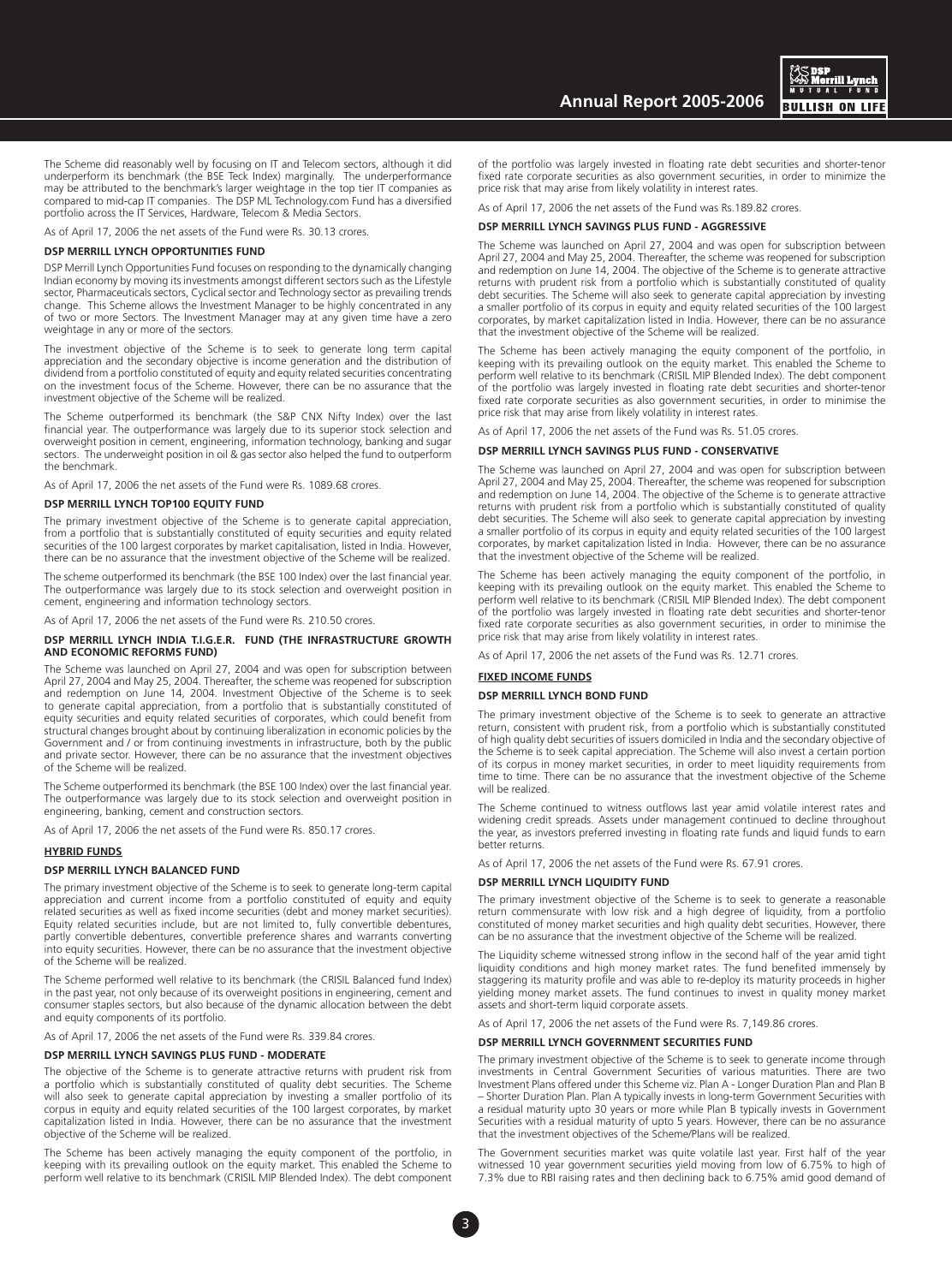The Scheme did reasonably well by focusing on IT and Telecom sectors, although it did underperform its benchmark (the BSE Teck Index) marginally. The underperformance may be attributed to the benchmark's larger weightage in the top tier IT companies as compared to mid-cap IT companies. The DSP ML Technology.com Fund has a diversified portfolio across the IT Services, Hardware, Telecom & Media Sectors.

As of April 17, 2006 the net assets of the Fund were Rs. 30.13 crores.

**DSP MERRILL LYNCH OPPORTUNITIES FUND**

DSP Merrill Lynch Opportunities Fund focuses on responding to the dynamically changing Indian economy by moving its investments amongst different sectors such as the Lifestyle sector, Pharmaceuticals sectors, Cyclical sector and Technology sector as prevailing trends change. This Scheme allows the Investment Manager to be highly concentrated in any of two or more Sectors. The Investment Manager may at any given time have a zero weightage in any or more of the sectors.

The investment objective of the Scheme is to seek to generate long term capital appreciation and the secondary objective is income generation and the distribution of dividend from a portfolio constituted of equity and equity related securities concentrating on the investment focus of the Scheme. However, there can be no assurance that the investment objective of the Scheme will be realized.

The Scheme outperformed its benchmark (the S&P CNX Nifty Index) over the last financial year. The outperformance was largely due to its superior stock selection and overweight position in cement, engineering, information technology, banking and sugar sectors. The underweight position in oil & gas sector also helped the fund to outperform the benchmark.

As of April 17, 2006 the net assets of the Fund were Rs. 1089.68 crores.

**DSP MERRILL LYNCH TOP100 EQUITY FUND**

The primary investment objective of the Scheme is to generate capital appreciation, from a portfolio that is substantially constituted of equity securities and equity related securities of the 100 largest corporates by market capitalisation, listed in India. However, there can be no assurance that the investment objective of the Scheme will be realized.

The scheme outperformed its benchmark (the BSE 100 Index) over the last financial year. The outperformance was largely due to its stock selection and overweight position in cement, engineering and information technology sectors.

As of April 17, 2006 the net assets of the Fund were Rs. 210.50 crores.

**DSP MERRILL LYNCH INDIA T.I.G.E.R. FUND (THE INFRASTRUCTURE GROWTH AND ECONOMIC REFORMS FUND)**

The Scheme was launched on April 27, 2004 and was open for subscription between April 27, 2004 and May 25, 2004. Thereafter, the scheme was reopened for subscription and redemption on June 14, 2004. Investment Objective of the Scheme is to seek to generate capital appreciation, from a portfolio that is substantially constituted of equity securities and equity related securities of corporates, which could benefit from structural changes brought about by continuing liberalization in economic policies by the Government and / or from continuing investments in infrastructure, both by the public and private sector. However, there can be no assurance that the investment objectives of the Scheme will be realized.

The Scheme outperformed its benchmark (the BSE 100 Index) over the last financial year. The outperformance was largely due to its stock selection and overweight position in engineering, banking, cement and construction sectors.

As of April 17, 2006 the net assets of the Fund were Rs. 850.17 crores.

**HYBRID FUNDS**

**DSP MERRILL LYNCH BALANCED FUND**

The primary investment objective of the Scheme is to seek to generate long-term capital appreciation and current income from a portfolio constituted of equity and equity related securities as well as fixed income securities (debt and money market securities). Equity related securities include, but are not limited to, fully convertible debentures, partly convertible debentures, convertible preference shares and warrants converting into equity securities. However, there can be no assurance that the investment objective of the Scheme will be realized.

The Scheme performed well relative to its benchmark (the CRISIL Balanced fund Index) in the past year, not only because of its overweight positions in engineering, cement and consumer staples sectors, but also because of the dynamic allocation between the debt and equity components of its portfolio.

As of April 17, 2006 the net assets of the Fund were Rs. 339.84 crores.

**DSP MERRILL LYNCH SAVINGS PLUS FUND - MODERATE**

The objective of the Scheme is to generate attractive returns with prudent risk from a portfolio which is substantially constituted of quality debt securities. The Scheme will also seek to generate capital appreciation by investing a smaller portfolio of its corpus in equity and equity related securities of the 100 largest corporates, by market capitalization listed in India. However, there can be no assurance that the investment objective of the Scheme will be realized.

The Scheme has been actively managing the equity component of the portfolio, in keeping with its prevailing outlook on the equity market. This enabled the Scheme to perform well relative to its benchmark (CRISIL MIP Blended Index). The debt component of the portfolio was largely invested in floating rate debt securities and shorter-tenor fixed rate corporate securities as also government securities, in order to minimize the price risk that may arise from likely volatility in interest rates.

As of April 17, 2006 the net assets of the Fund was Rs.189.82 crores.

**DSP MERRILL LYNCH SAVINGS PLUS FUND - AGGRESSIVE**

The Scheme was launched on April 27, 2004 and was open for subscription between April 27, 2004 and May 25, 2004. Thereafter, the scheme was reopened for subscription and redemption on June 14, 2004. The objective of the Scheme is to generate attractive returns with prudent risk from a portfolio which is substantially constituted of quality debt securities. The Scheme will also seek to generate capital appreciation by investing a smaller portfolio of its corpus in equity and equity related securities of the 100 largest corporates, by market capitalization listed in India. However, there can be no assurance that the investment objective of the Scheme will be realized.

The Scheme has been actively managing the equity component of the portfolio, in keeping with its prevailing outlook on the equity market. This enabled the Scheme to perform well relative to its benchmark (CRISIL MIP Blended Index). The debt component of the portfolio was largely invested in floating rate debt securities and shorter-tenor fixed rate corporate securities as also government securities, in order to minimise the price risk that may arise from likely volatility in interest rates.

As of April 17, 2006 the net assets of the Fund was Rs. 51.05 crores.

**DSP MERRILL LYNCH SAVINGS PLUS FUND - CONSERVATIVE**

The Scheme was launched on April 27, 2004 and was open for subscription between April 27, 2004 and May 25, 2004. Thereafter, the scheme was reopened for subscription and redemption on June 14, 2004. The objective of the Scheme is to generate attractive returns with prudent risk from a portfolio which is substantially constituted of quality debt securities. The Scheme will also seek to generate capital appreciation by investing a smaller portfolio of its corpus in equity and equity related securities of the 100 largest corporates, by market capitalization listed in India. However, there can be no assurance that the investment objective of the Scheme will be realized.

The Scheme has been actively managing the equity component of the portfolio, in keeping with its prevailing outlook on the equity market. This enabled the Scheme to perform well relative to its benchmark (CRISIL MIP Blended Index). The debt component of the portfolio was largely invested in floating rate debt securities and shorter-tenor fixed rate corporate securities as also government securities, in order to minimise the price risk that may arise from likely volatility in interest rates.

As of April 17, 2006 the net assets of the Fund was Rs. 12.71 crores.

**FIXED INCOME FUNDS**

**DSP MERRILL LYNCH BOND FUND**

The primary investment objective of the Scheme is to seek to generate an attractive return, consistent with prudent risk, from a portfolio which is substantially constituted of high quality debt securities of issuers domiciled in India and the secondary objective of the Scheme is to seek capital appreciation. The Scheme will also invest a certain portion of its corpus in money market securities, in order to meet liquidity requirements from time to time. There can be no assurance that the investment objective of the Scheme will be realized.

The Scheme continued to witness outflows last year amid volatile interest rates and widening credit spreads. Assets under management continued to decline throughout the year, as investors preferred investing in floating rate funds and liquid funds to earn better returns.

As of April 17, 2006 the net assets of the Fund were Rs. 67.91 crores.

**DSP MERRILL LYNCH LIQUIDITY FUND**

The primary investment objective of the Scheme is to seek to generate a reasonable return commensurate with low risk and a high degree of liquidity, from a portfolio constituted of money market securities and high quality debt securities. However, there can be no assurance that the investment objective of the Scheme will be realized.

The Liquidity scheme witnessed strong inflow in the second half of the year amid tight liquidity conditions and high money market rates. The fund benefited immensely by staggering its maturity profile and was able to re-deploy its maturity proceeds in higher yielding money market assets. The fund continues to invest in quality money market assets and short-term liquid corporate assets.

As of April 17, 2006 the net assets of the Fund were Rs. 7,149.86 crores.

**DSP MERRILL LYNCH GOVERNMENT SECURITIES FUND**

The primary investment objective of the Scheme is to seek to generate income through investments in Central Government Securities of various maturities. There are two Investment Plans offered under this Scheme viz. Plan A - Longer Duration Plan and Plan B – Shorter Duration Plan. Plan A typically invests in long-term Government Securities with a residual maturity upto 30 years or more while Plan B typically invests in Government Securities with a residual maturity of upto 5 years. However, there can be no assurance that the investment objectives of the Scheme/Plans will be realized.

The Government securities market was quite volatile last year. First half of the year witnessed 10 year government securities yield moving from low of 6.75% to high of 7.3% due to RBI raising rates and then declining back to 6.75% amid good demand of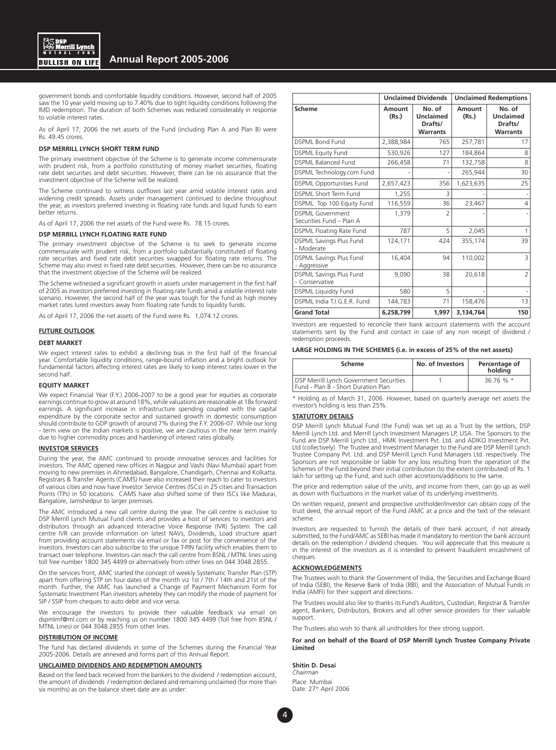government bonds and comfortable liquidity conditions. However, second half of 2005 saw the 10 year yield moving up to 7.40% due to tight liquidity conditions following the IMD redemption. The duration of both Schemes was reduced considerably in response to volatile interest rates.

As of April 17, 2006 the net assets of the Fund (including Plan A and Plan B) were Rs. 49.45 crores.

**DSP MERRILL LYNCH SHORT TERM FUND**

The primary investment objective of the Scheme is to generate income commensurate with prudent risk, from a portfolio constituting of money market securities, floating rate debt securities and debt securities. However, there can be no assurance that the investment objective of the Scheme will be realized.

The Scheme continued to witness outflows last year amid volatile interest rates and widening credit spreads. Assets under management continued to decline throughout the year, as investors preferred investing in floating rate funds and liquid funds to earn better returns.

As of April 17, 2006 the net assets of the Fund were Rs. 78.15 crores.

**DSP MERRILL LYNCH FLOATING RATE FUND**

The primary investment objective of the Scheme is to seek to generate income commensurate with prudent risk, from a portfolio substantially constituted of floating rate securities and fixed rate debt securities swapped for floating rate returns. The Scheme may also invest in fixed rate debt securities. However, there can be no assurance that the investment objective of the Scheme will be realized.

The Scheme witnessed a significant growth in assets under management in the first half of 2005 as investors preferred investing in floating rate funds amid a volatile interest rate scenario. However, the second half of the year was tough for the fund as high money market rates lured investors away from floating rate funds to liquidity funds.

As of April 17, 2006 the net assets of the Fund were Rs. 1,074.12 crores.

**FUTURE OUTLOOK**

**DEBT MARKET**

We expect interest rates to exhibit a declining bias in the first half of the financial year. Comfortable liquidity conditions, range-bound inflation and a bright outlook for fundamental factors affecting interest rates are likely to keep interest rates lower in the second half.

**EQUITY MARKET**

We expect Financial Year (F.Y.) 2006-2007 to be a good year for equities as corporate earnings continue to grow at around 18%, while valuations are reasonable at 18x forward earnings. A significant increase in infrastructure spending coupled with the capital expenditure by the corporate sector and sustained growth in domestic consumption should contribute to GDP growth of around 7% during the F.Y. 2006-07. While our long - term view on the Indian markets is positive, we are cautious in the near term mainly due to higher commodity prices and hardening of interest rates globally.

**INVESTOR SERVICES**

During the year, the AMC continued to provide innovative services and facilities for investors. The AMC opened new offices in Nagpur and Vashi (Navi Mumbai) apart from moving to new premises in Ahmedabad, Bangalore, Chandigarh, Chennai and Kolkatta. Registrars & Transfer Agents (CAMS) have also increased their reach to cater to investors of various cities and now have Investor Service Centres (ISCs) in 25 cities and Transaction Points (TPs) in 50 locations. CAMS have also shifted some of their ISCs like Madurai, Bangalore, Jamshedpur to larger premises.

The AMC introduced a new call centre during the year. The call centre is exclusive to DSP Merrill Lynch Mutual Fund clients and provides a host of services to investors and distributors through an advanced Interactive Voice Response (IVR) System. The call centre IVR can provide information on latest NAVs, Dividends, Load structure apart from providing account statements via email or fax or post for the convenience of the investors. Investors can also subscribe to the unique T-PIN facility which enables them to transact over telephone. Investors can reach the call centre from BSNL / MTNL lines using toll free number 1800 345 4499 or alternatively from other lines on 044 3048 2855.

On the services front, AMC started the concept of weekly Systematic Transfer Plan (STP) apart from offering STP on four dates of the month viz 1st / 7th / 14th and 21st of the month. Further, the AMC has launched a Change of Payment Mechanism Form for Systematic Investment Plan investors whereby they can modify the mode of payment for SIP / SSIP from cheques to auto debit and vice versa.

We encourage the investors to provide their valuable feedback via email on dspmlmf@ml.com or by reaching us on number 1800 345 4499 (Toll free from BSNL / MTNL Lines) or 044 3048 2855 from other lines.

**DISTRIBUTION OF INCOME**

The fund has declared dividends in some of the Schemes during the Financial Year 2005-2006. Details are annexed and forms part of this Annual Report.

**UNCLAIMED DIVIDENDS AND REDEMPTION AMOUNTS**

Based on the feed back received from the bankers to the dividend / redemption account, the amount of dividends / redemption declared and remaining unclaimed (for more than six months) as on the balance sheet date are as under:

| | Unclaimed Dividends | | Unclaimed Redemptions | |
|---|---|---|---|---|
| **Scheme** | **Amount (Rs.)** | **No. of Unclaimed Drafts/ Warrants** | **Amount (Rs.)** | **No. of Unclaimed Drafts/ Warrants** |
| DSPML Bond Fund | 2,388,984 | 765 | 257,781 | 17 |
| DSPML Equity Fund | 530,926 | 127 | 184,864 | 8 |
| DSPML Balanced Fund | 266,458 | 71 | 132,758 | 8 |
| DSPML Technology.com Fund | - | - | 265,944 | 30 |
| DSPML Opportunities Fund | 2,657,423 | 356 | 1,623,635 | 25 |
| DSPML Short Term Fund | 1,255 | 3 | - | - |
| DSPML Top 100 Equity Fund | 116,559 | 36 | 23,467 | 4 |
| DSPML Government Securities Fund – Plan A | 1,379 | 2 | - | - |
| DSPML Floating Rate Fund | 787 | 5 | 2,045 | 1 |
| DSPML Savings Plus Fund - Moderate | 124,171 | 424 | 355,174 | 39 |
| DSPML Savings Plus Fund - Aggressive | 16,404 | 94 | 110,002 | 3 |
| DSPML Savings Plus Fund - Conservative | 9,090 | 38 | 20,618 | 2 |
| DSPML Liquidity Fund | 580 | 5 | - | - |
| DSPML India T.I.G.E.R. Fund | 144,783 | 71 | 158,476 | 13 |
| **Grand Total** | **6,258,799** | **1,997** | **3,134,764** | **150** |

Investors are requested to reconcile their bank account statements with the account statements sent by the Fund and contact in case of any non receipt of dividend / redemption proceeds.

**LARGE HOLDING IN THE SCHEMES (i.e. in excess of 25% of the net assets)**

| Scheme | No. of Investors | Percentage of holding |
|---|---|---|
| DSP Merrill Lynch Government Securities Fund - Plan B - Short Duration Plan | 1 | 36.76 % * |

* Holding as of March 31, 2006. However, based on quarterly average net assets the investor's holding is less than 25%.

**STATUTORY DETAILS**

DSP Merrill Lynch Mutual Fund (the Fund) was set up as a Trust by the settlors, DSP Merrill Lynch Ltd. and Merrill Lynch Investment Managers LP, USA. The Sponsors to the Fund are DSP Merrill Lynch Ltd., HMK Investment Pvt. Ltd. and ADIKO Investment Pvt. Ltd (collectively). The Trustee and Investment Manager to the Fund are DSP Merrill Lynch Trustee Company Pvt. Ltd. and DSP Merrill Lynch Fund Managers Ltd. respectively. The Sponsors are not responsible or liable for any loss resulting from the operation of the Schemes of the Fund beyond their initial contribution (to the extent contributed) of Rs. 1 lakh for setting up the Fund, and such other accretions/additions to the same.

The price and redemption value of the units, and income from them, can go up as well as down with fluctuations in the market value of its underlying investments.

On written request, present and prospective unitholder/investor can obtain copy of the trust deed, the annual report of the Fund /AMC at a price and the text of the relevant scheme.

Investors are requested to furnish the details of their bank account, if not already submitted, to the Fund/AMC as SEBI has made it mandatory to mention the bank account details on the redemption / dividend cheques. You will appreciate that this measure is in the interest of the investors as it is intended to prevent fraudulent encashment of cheques.

**ACKNOWLEDGEMENTS**

The Trustees wish to thank the Government of India, the Securities and Exchange Board of India (SEBI), the Reserve Bank of India (RBI), and the Association of Mutual Funds in India (AMFI) for their support and directions.

The Trustees would also like to thanks its Fund's Auditors, Custodian, Registrar & Transfer agent, Bankers, Distributors, Brokers and all other service providers for their valuable support.

The Trustees also wish to thank all unitholders for their strong support.

**For and on behalf of the Board of DSP Merrill Lynch Trustee Company Private Limited**

**Shitin D. Desai**
*Chairman*

Place: Mumbai
Date: 27th April 2006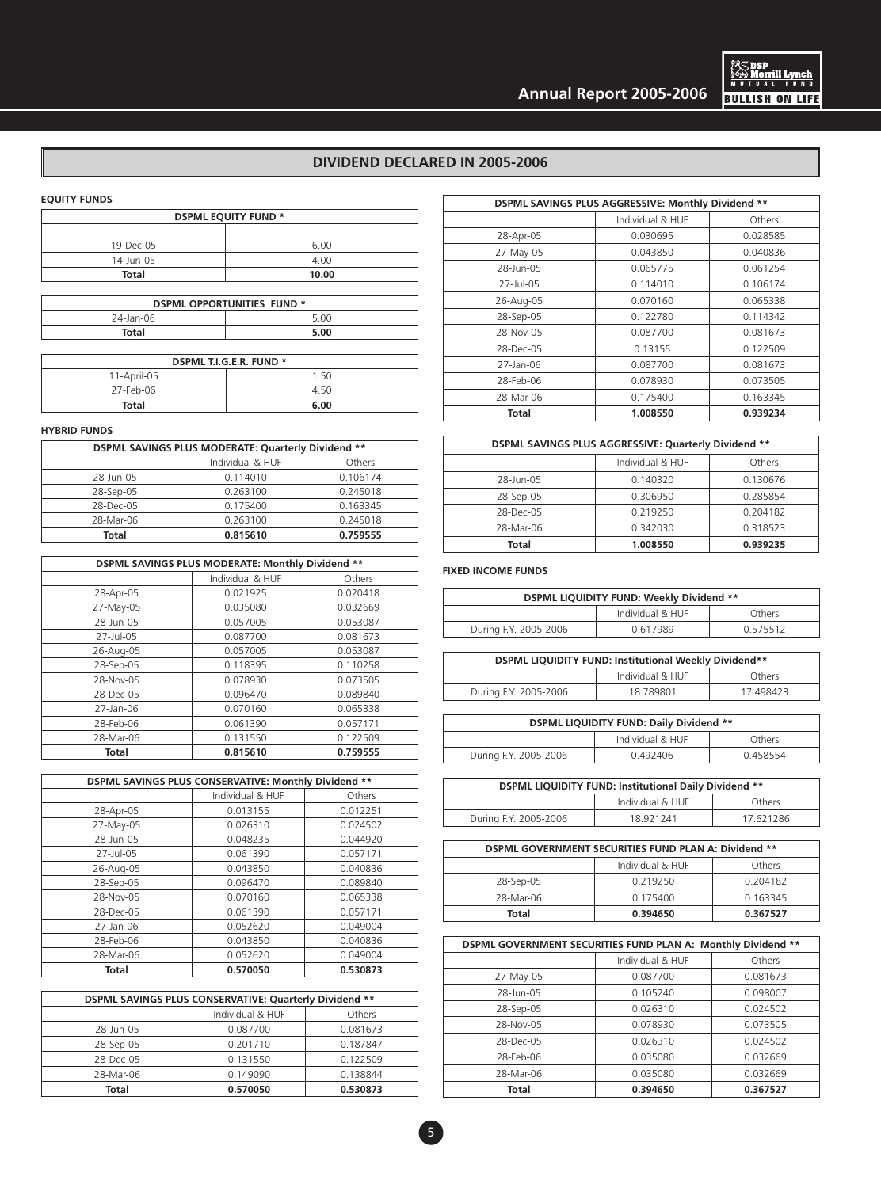## DIVIDEND DECLARED IN 2005-2006

### EQUITY FUNDS

| DSPML EQUITY FUND * | |
|---|---|
| | |
| 19-Dec-05 | 6.00 |
| 14-Jun-05 | 4.00 |
| **Total** | **10.00** |

| DSPML OPPORTUNITIES FUND * | |
|---|---|
| 24-Jan-06 | 5.00 |
| **Total** | **5.00** |

| DSPML T.I.G.E.R. FUND * | |
|---|---|
| 11-April-05 | 1.50 |
| 27-Feb-06 | 4.50 |
| **Total** | **6.00** |

### HYBRID FUNDS

| DSPML SAVINGS PLUS MODERATE: Quarterly Dividend ** | | |
|---|---|---|
| | Individual & HUF | Others |
| 28-Jun-05 | 0.114010 | 0.106174 |
| 28-Sep-05 | 0.263100 | 0.245018 |
| 28-Dec-05 | 0.175400 | 0.163345 |
| 28-Mar-06 | 0.263100 | 0.245018 |
| **Total** | **0.815610** | **0.759555** |

| DSPML SAVINGS PLUS MODERATE: Monthly Dividend ** | | |
|---|---|---|
| | Individual & HUF | Others |
| 28-Apr-05 | 0.021925 | 0.020418 |
| 27-May-05 | 0.035080 | 0.032669 |
| 28-Jun-05 | 0.057005 | 0.053087 |
| 27-Jul-05 | 0.087700 | 0.081673 |
| 26-Aug-05 | 0.057005 | 0.053087 |
| 28-Sep-05 | 0.118395 | 0.110258 |
| 28-Nov-05 | 0.078930 | 0.073505 |
| 28-Dec-05 | 0.096470 | 0.089840 |
| 27-Jan-06 | 0.070160 | 0.065338 |
| 28-Feb-06 | 0.061390 | 0.057171 |
| 28-Mar-06 | 0.131550 | 0.122509 |
| **Total** | **0.815610** | **0.759555** |

| DSPML SAVINGS PLUS CONSERVATIVE: Monthly Dividend ** | | |
|---|---|---|
| | Individual & HUF | Others |
| 28-Apr-05 | 0.013155 | 0.012251 |
| 27-May-05 | 0.026310 | 0.024502 |
| 28-Jun-05 | 0.048235 | 0.044920 |
| 27-Jul-05 | 0.061390 | 0.057171 |
| 26-Aug-05 | 0.043850 | 0.040836 |
| 28-Sep-05 | 0.096470 | 0.089840 |
| 28-Nov-05 | 0.070160 | 0.065338 |
| 28-Dec-05 | 0.061390 | 0.057171 |
| 27-Jan-06 | 0.052620 | 0.049004 |
| 28-Feb-06 | 0.043850 | 0.040836 |
| 28-Mar-06 | 0.052620 | 0.049004 |
| **Total** | **0.570050** | **0.530873** |

| DSPML SAVINGS PLUS CONSERVATIVE: Quarterly Dividend ** | | |
|---|---|---|
| | Individual & HUF | Others |
| 28-Jun-05 | 0.087700 | 0.081673 |
| 28-Sep-05 | 0.201710 | 0.187847 |
| 28-Dec-05 | 0.131550 | 0.122509 |
| 28-Mar-06 | 0.149090 | 0.138844 |
| **Total** | **0.570050** | **0.530873** |

| DSPML SAVINGS PLUS AGGRESSIVE: Monthly Dividend ** | | |
|---|---|---|
| | Individual & HUF | Others |
| 28-Apr-05 | 0.030695 | 0.028585 |
| 27-May-05 | 0.043850 | 0.040836 |
| 28-Jun-05 | 0.065775 | 0.061254 |
| 27-Jul-05 | 0.114010 | 0.106174 |
| 26-Aug-05 | 0.070160 | 0.065338 |
| 28-Sep-05 | 0.122780 | 0.114342 |
| 28-Nov-05 | 0.087700 | 0.081673 |
| 28-Dec-05 | 0.13155 | 0.122509 |
| 27-Jan-06 | 0.087700 | 0.081673 |
| 28-Feb-06 | 0.078930 | 0.073505 |
| 28-Mar-06 | 0.175400 | 0.163345 |
| **Total** | **1.008550** | **0.939234** |

| DSPML SAVINGS PLUS AGGRESSIVE: Quarterly Dividend ** | | |
|---|---|---|
| | Individual & HUF | Others |
| 28-Jun-05 | 0.140320 | 0.130676 |
| 28-Sep-05 | 0.306950 | 0.285854 |
| 28-Dec-05 | 0.219250 | 0.204182 |
| 28-Mar-06 | 0.342030 | 0.318523 |
| **Total** | **1.008550** | **0.939235** |

### FIXED INCOME FUNDS

| DSPML LIQUIDITY FUND: Weekly Dividend ** | | |
|---|---|---|
| | Individual & HUF | Others |
| During F.Y. 2005-2006 | 0.617989 | 0.575512 |

| DSPML LIQUIDITY FUND: Institutional Weekly Dividend** | | |
|---|---|---|
| | Individual & HUF | Others |
| During F.Y. 2005-2006 | 18.789801 | 17.498423 |

| DSPML LIQUIDITY FUND: Daily Dividend ** | | |
|---|---|---|
| | Individual & HUF | Others |
| During F.Y. 2005-2006 | 0.492406 | 0.458554 |

| DSPML LIQUIDITY FUND: Institutional Daily Dividend ** | | |
|---|---|---|
| | Individual & HUF | Others |
| During F.Y. 2005-2006 | 18.921241 | 17.621286 |

| DSPML GOVERNMENT SECURITIES FUND PLAN A: Dividend ** | | |
|---|---|---|
| | Individual & HUF | Others |
| 28-Sep-05 | 0.219250 | 0.204182 |
| 28-Mar-06 | 0.175400 | 0.163345 |
| **Total** | **0.394650** | **0.367527** |

| DSPML GOVERNMENT SECURITIES FUND PLAN A: Monthly Dividend ** | | |
|---|---|---|
| | Individual & HUF | Others |
| 27-May-05 | 0.087700 | 0.081673 |
| 28-Jun-05 | 0.105240 | 0.098007 |
| 28-Sep-05 | 0.026310 | 0.024502 |
| 28-Nov-05 | 0.078930 | 0.073505 |
| 28-Dec-05 | 0.026310 | 0.024502 |
| 28-Feb-06 | 0.035080 | 0.032669 |
| 28-Mar-06 | 0.035080 | 0.032669 |
| **Total** | **0.394650** | **0.367527** |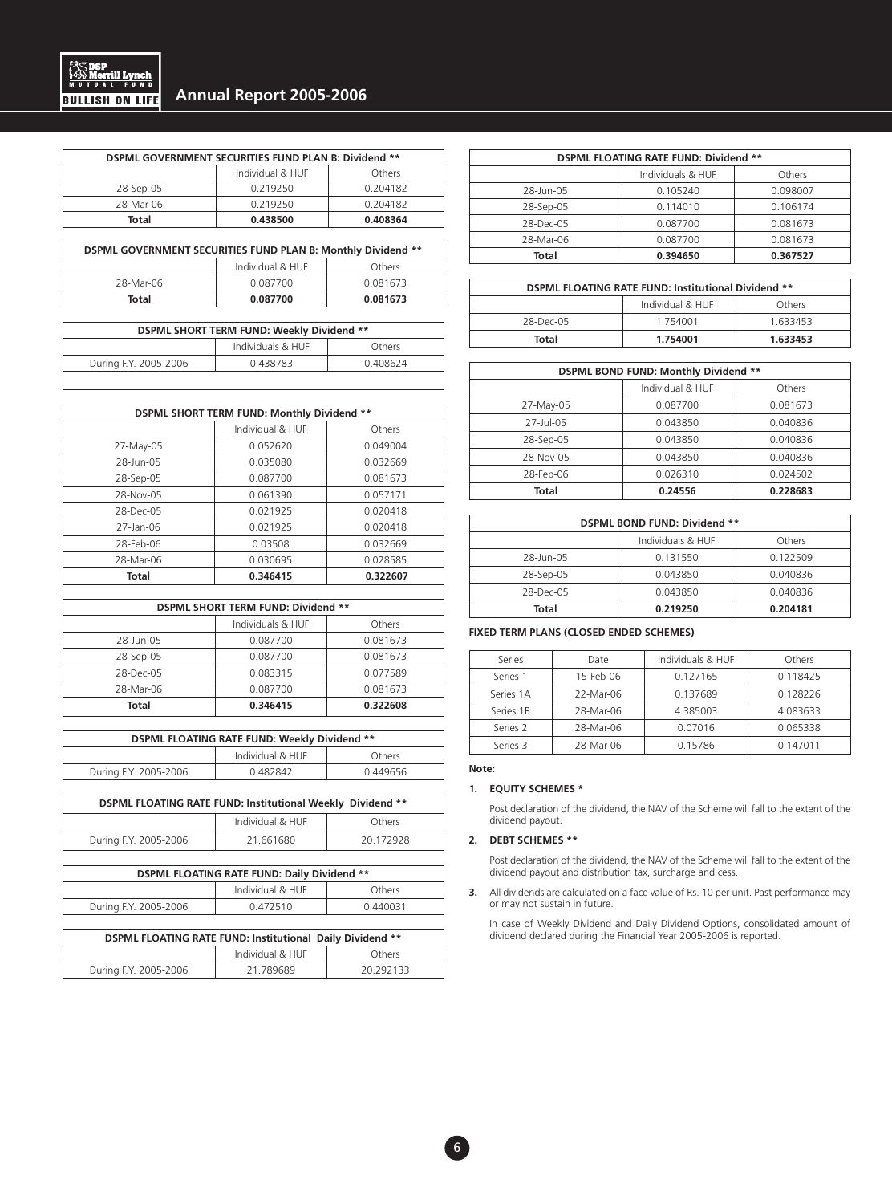| DSPML GOVERNMENT SECURITIES FUND PLAN B: Dividend ** | | |
|---|---|---|
| | Individual & HUF | Others |
| 28-Sep-05 | 0.219250 | 0.204182 |
| 28-Mar-06 | 0.219250 | 0.204182 |
| **Total** | **0.438500** | **0.408364** |

| DSPML GOVERNMENT SECURITIES FUND PLAN B: Monthly Dividend ** | | |
|---|---|---|
| | Individual & HUF | Others |
| 28-Mar-06 | 0.087700 | 0.081673 |
| **Total** | **0.087700** | **0.081673** |

| DSPML SHORT TERM FUND: Weekly Dividend ** | | |
|---|---|---|
| | Individuals & HUF | Others |
| During F.Y. 2005-2006 | 0.438783 | 0.408624 |

| DSPML SHORT TERM FUND: Monthly Dividend ** | | |
|---|---|---|
| | Individual & HUF | Others |
| 27-May-05 | 0.052620 | 0.049004 |
| 28-Jun-05 | 0.035080 | 0.032669 |
| 28-Sep-05 | 0.087700 | 0.081673 |
| 28-Nov-05 | 0.061390 | 0.057171 |
| 28-Dec-05 | 0.021925 | 0.020418 |
| 27-Jan-06 | 0.021925 | 0.020418 |
| 28-Feb-06 | 0.03508 | 0.032669 |
| 28-Mar-06 | 0.030695 | 0.028585 |
| **Total** | **0.346415** | **0.322607** |

| DSPML SHORT TERM FUND: Dividend ** | | |
|---|---|---|
| | Individuals & HUF | Others |
| 28-Jun-05 | 0.087700 | 0.081673 |
| 28-Sep-05 | 0.087700 | 0.081673 |
| 28-Dec-05 | 0.083315 | 0.077589 |
| 28-Mar-06 | 0.087700 | 0.081673 |
| **Total** | **0.346415** | **0.322608** |

| DSPML FLOATING RATE FUND: Weekly Dividend ** | | |
|---|---|---|
| | Individual & HUF | Others |
| During F.Y. 2005-2006 | 0.482842 | 0.449656 |

| DSPML FLOATING RATE FUND: Institutional Weekly Dividend ** | | |
|---|---|---|
| | Individual & HUF | Others |
| During F.Y. 2005-2006 | 21.661680 | 20.172928 |

| DSPML FLOATING RATE FUND: Daily Dividend ** | | |
|---|---|---|
| | Individual & HUF | Others |
| During F.Y. 2005-2006 | 0.472510 | 0.440031 |

| DSPML FLOATING RATE FUND: Institutional Daily Dividend ** | | |
|---|---|---|
| | Individual & HUF | Others |
| During F.Y. 2005-2006 | 21.789689 | 20.292133 |

| DSPML FLOATING RATE FUND: Dividend ** | | |
|---|---|---|
| | Individuals & HUF | Others |
| 28-Jun-05 | 0.105240 | 0.098007 |
| 28-Sep-05 | 0.114010 | 0.106174 |
| 28-Dec-05 | 0.087700 | 0.081673 |
| 28-Mar-06 | 0.087700 | 0.081673 |
| **Total** | **0.394650** | **0.367527** |

| DSPML FLOATING RATE FUND: Institutional Dividend ** | | |
|---|---|---|
| | Individual & HUF | Others |
| 28-Dec-05 | 1.754001 | 1.633453 |
| **Total** | **1.754001** | **1.633453** |

| DSPML BOND FUND: Monthly Dividend ** | | |
|---|---|---|
| | Individual & HUF | Others |
| 27-May-05 | 0.087700 | 0.081673 |
| 27-Jul-05 | 0.043850 | 0.040836 |
| 28-Sep-05 | 0.043850 | 0.040836 |
| 28-Nov-05 | 0.043850 | 0.040836 |
| 28-Feb-06 | 0.026310 | 0.024502 |
| **Total** | **0.24556** | **0.228683** |

| DSPML BOND FUND: Dividend ** | | |
|---|---|---|
| | Individuals & HUF | Others |
| 28-Jun-05 | 0.131550 | 0.122509 |
| 28-Sep-05 | 0.043850 | 0.040836 |
| 28-Dec-05 | 0.043850 | 0.040836 |
| **Total** | **0.219250** | **0.204181** |

**FIXED TERM PLANS (CLOSED ENDED SCHEMES)**

| Series | Date | Individuals & HUF | Others |
|---|---|---|---|
| Series 1 | 15-Feb-06 | 0.127165 | 0.118425 |
| Series 1A | 22-Mar-06 | 0.137689 | 0.128226 |
| Series 1B | 28-Mar-06 | 4.385003 | 4.083633 |
| Series 2 | 28-Mar-06 | 0.07016 | 0.065338 |
| Series 3 | 28-Mar-06 | 0.15786 | 0.147011 |

**Note:**

1. **EQUITY SCHEMES ***

   Post declaration of the dividend, the NAV of the Scheme will fall to the extent of the dividend payout.

2. **DEBT SCHEMES ****

   Post declaration of the dividend, the NAV of the Scheme will fall to the extent of the dividend payout and distribution tax, surcharge and cess.

3. All dividends are calculated on a face value of Rs. 10 per unit. Past performance may or may not sustain in future.

   In case of Weekly Dividend and Daily Dividend Options, consolidated amount of dividend declared during the Financial Year 2005-2006 is reported.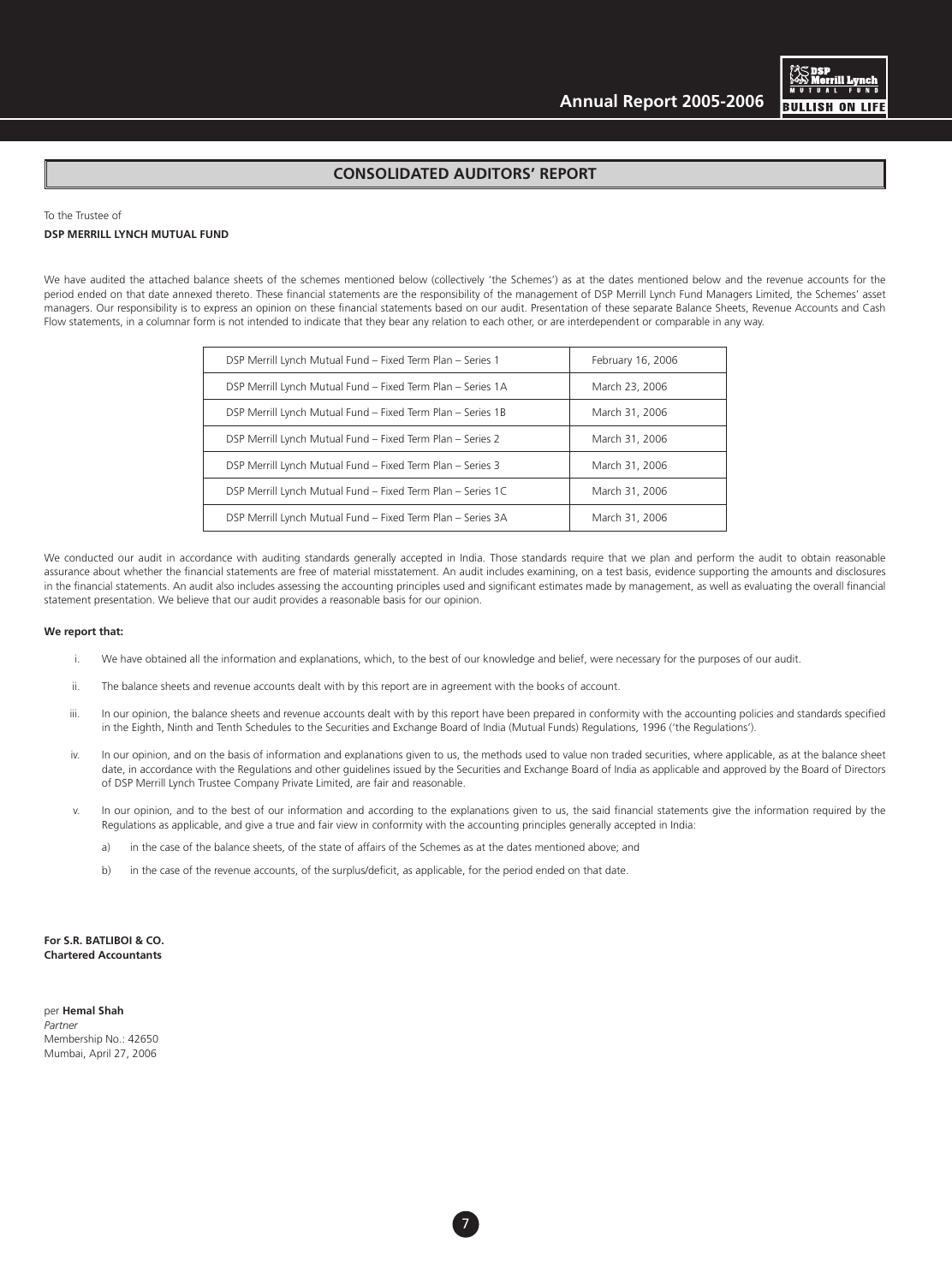# CONSOLIDATED AUDITORS' REPORT

To the Trustee of

**DSP MERRILL LYNCH MUTUAL FUND**

We have audited the attached balance sheets of the schemes mentioned below (collectively 'the Schemes') as at the dates mentioned below and the revenue accounts for the period ended on that date annexed thereto. These financial statements are the responsibility of the management of DSP Merrill Lynch Fund Managers Limited, the Schemes' asset managers. Our responsibility is to express an opinion on these financial statements based on our audit. Presentation of these separate Balance Sheets, Revenue Accounts and Cash Flow statements, in a columnar form is not intended to indicate that they bear any relation to each other, or are interdependent or comparable in any way.

| | |
|---|---|
| DSP Merrill Lynch Mutual Fund – Fixed Term Plan – Series 1 | February 16, 2006 |
| DSP Merrill Lynch Mutual Fund – Fixed Term Plan – Series 1A | March 23, 2006 |
| DSP Merrill Lynch Mutual Fund – Fixed Term Plan – Series 1B | March 31, 2006 |
| DSP Merrill Lynch Mutual Fund – Fixed Term Plan – Series 2 | March 31, 2006 |
| DSP Merrill Lynch Mutual Fund – Fixed Term Plan – Series 3 | March 31, 2006 |
| DSP Merrill Lynch Mutual Fund – Fixed Term Plan – Series 1C | March 31, 2006 |
| DSP Merrill Lynch Mutual Fund – Fixed Term Plan – Series 3A | March 31, 2006 |

We conducted our audit in accordance with auditing standards generally accepted in India. Those standards require that we plan and perform the audit to obtain reasonable assurance about whether the financial statements are free of material misstatement. An audit includes examining, on a test basis, evidence supporting the amounts and disclosures in the financial statements. An audit also includes assessing the accounting principles used and significant estimates made by management, as well as evaluating the overall financial statement presentation. We believe that our audit provides a reasonable basis for our opinion.

**We report that:**

i. We have obtained all the information and explanations, which, to the best of our knowledge and belief, were necessary for the purposes of our audit.

ii. The balance sheets and revenue accounts dealt with by this report are in agreement with the books of account.

iii. In our opinion, the balance sheets and revenue accounts dealt with by this report have been prepared in conformity with the accounting policies and standards specified in the Eighth, Ninth and Tenth Schedules to the Securities and Exchange Board of India (Mutual Funds) Regulations, 1996 ('the Regulations').

iv. In our opinion, and on the basis of information and explanations given to us, the methods used to value non traded securities, where applicable, as at the balance sheet date, in accordance with the Regulations and other guidelines issued by the Securities and Exchange Board of India as applicable and approved by the Board of Directors of DSP Merrill Lynch Trustee Company Private Limited, are fair and reasonable.

v. In our opinion, and to the best of our information and according to the explanations given to us, the said financial statements give the information required by the Regulations as applicable, and give a true and fair view in conformity with the accounting principles generally accepted in India:

   a) in the case of the balance sheets, of the state of affairs of the Schemes as at the dates mentioned above; and

   b) in the case of the revenue accounts, of the surplus/deficit, as applicable, for the period ended on that date.

**For S.R. BATLIBOI & CO.**
**Chartered Accountants**

per **Hemal Shah**
*Partner*
Membership No.: 42650
Mumbai, April 27, 2006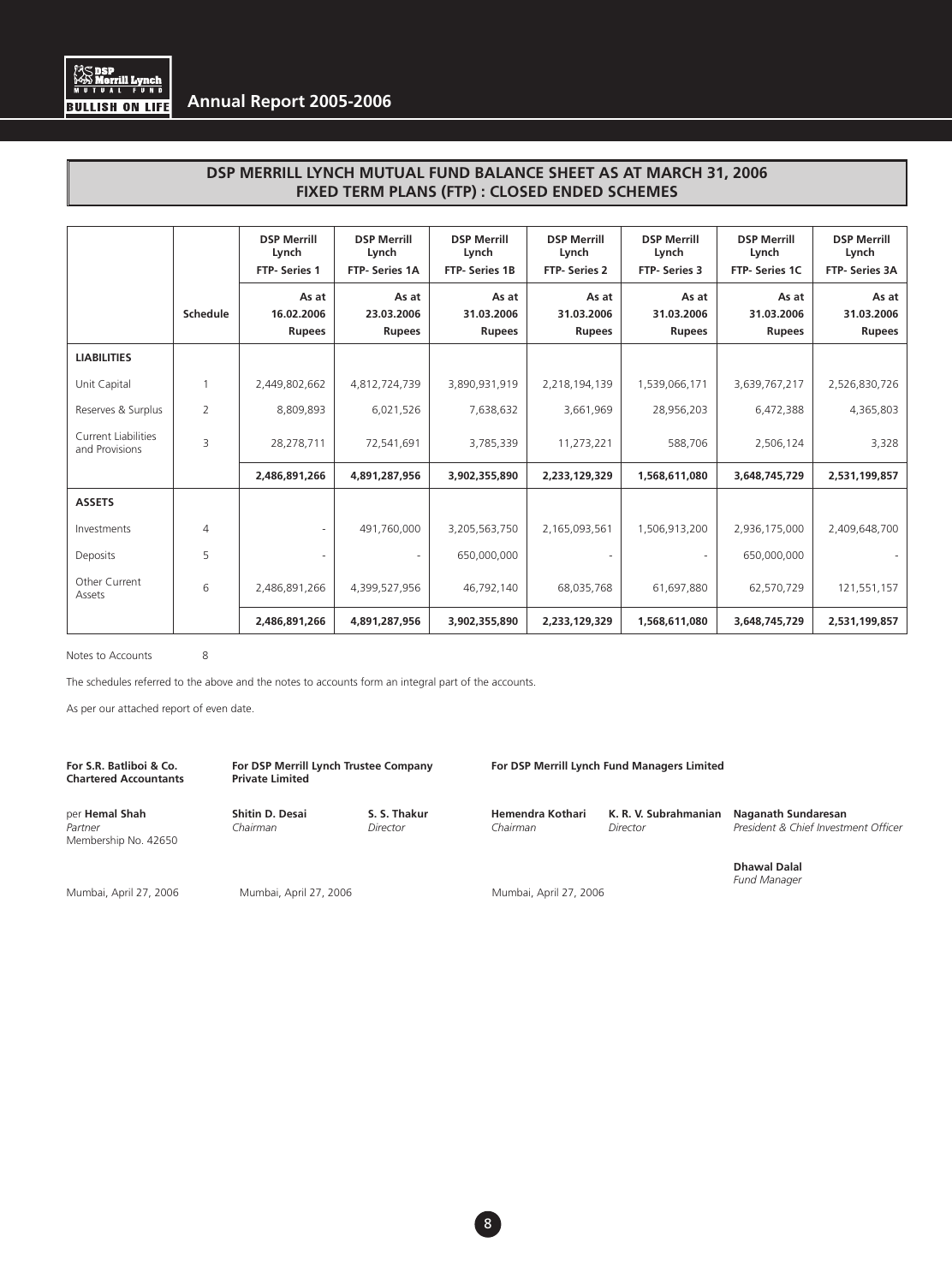## DSP MERRILL LYNCH MUTUAL FUND BALANCE SHEET AS AT MARCH 31, 2006
## FIXED TERM PLANS (FTP) : CLOSED ENDED SCHEMES

| | Schedule | DSP Merrill Lynch FTP- Series 1 | DSP Merrill Lynch FTP- Series 1A | DSP Merrill Lynch FTP- Series 1B | DSP Merrill Lynch FTP- Series 2 | DSP Merrill Lynch FTP- Series 3 | DSP Merrill Lynch FTP- Series 1C | DSP Merrill Lynch FTP- Series 3A |
|---|---|---|---|---|---|---|---|---|
| | | As at 16.02.2006 Rupees | As at 23.03.2006 Rupees | As at 31.03.2006 Rupees | As at 31.03.2006 Rupees | As at 31.03.2006 Rupees | As at 31.03.2006 Rupees | As at 31.03.2006 Rupees |
| **LIABILITIES** | | | | | | | | |
| Unit Capital | 1 | 2,449,802,662 | 4,812,724,739 | 3,890,931,919 | 2,218,194,139 | 1,539,066,171 | 3,639,767,217 | 2,526,830,726 |
| Reserves & Surplus | 2 | 8,809,893 | 6,021,526 | 7,638,632 | 3,661,969 | 28,956,203 | 6,472,388 | 4,365,803 |
| Current Liabilities and Provisions | 3 | 28,278,711 | 72,541,691 | 3,785,339 | 11,273,221 | 588,706 | 2,506,124 | 3,328 |
| | | **2,486,891,266** | **4,891,287,956** | **3,902,355,890** | **2,233,129,329** | **1,568,611,080** | **3,648,745,729** | **2,531,199,857** |
| **ASSETS** | | | | | | | | |
| Investments | 4 | - | 491,760,000 | 3,205,563,750 | 2,165,093,561 | 1,506,913,200 | 2,936,175,000 | 2,409,648,700 |
| Deposits | 5 | - | - | 650,000,000 | - | - | 650,000,000 | - |
| Other Current Assets | 6 | 2,486,891,266 | 4,399,527,956 | 46,792,140 | 68,035,768 | 61,697,880 | 62,570,729 | 121,551,157 |
| | | **2,486,891,266** | **4,891,287,956** | **3,902,355,890** | **2,233,129,329** | **1,568,611,080** | **3,648,745,729** | **2,531,199,857** |

Notes to Accounts 8

The schedules referred to the above and the notes to accounts form an integral part of the accounts.

As per our attached report of even date.

**For S.R. Batliboi & Co.**
**Chartered Accountants**

per **Hemal Shah**
*Partner*
Membership No. 42650

Mumbai, April 27, 2006

**For DSP Merrill Lynch Trustee Company Private Limited**

**Shitin D. Desai**
*Chairman*

**S. S. Thakur**
*Director*

Mumbai, April 27, 2006

**For DSP Merrill Lynch Fund Managers Limited**

**Hemendra Kothari**
*Chairman*

**K. R. V. Subrahmanian**
*Director*

**Naganath Sundaresan**
*President & Chief Investment Officer*

**Dhawal Dalal**
*Fund Manager*

Mumbai, April 27, 2006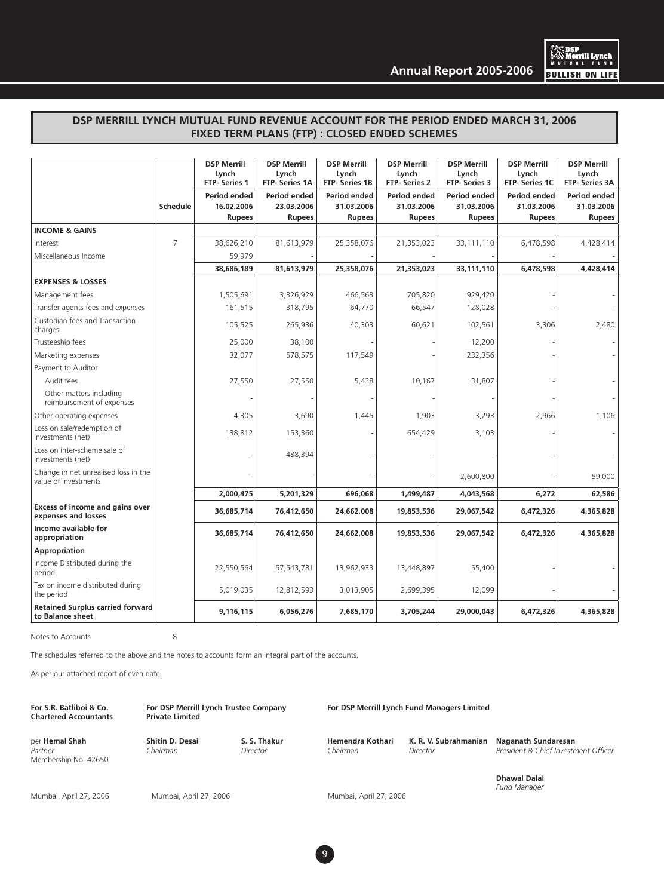## DSP MERRILL LYNCH MUTUAL FUND REVENUE ACCOUNT FOR THE PERIOD ENDED MARCH 31, 2006
## FIXED TERM PLANS (FTP) : CLOSED ENDED SCHEMES

| | Schedule | DSP Merrill Lynch FTP- Series 1 | DSP Merrill Lynch FTP- Series 1A | DSP Merrill Lynch FTP- Series 1B | DSP Merrill Lynch FTP- Series 2 | DSP Merrill Lynch FTP- Series 3 | DSP Merrill Lynch FTP- Series 1C | DSP Merrill Lynch FTP- Series 3A |
|---|---|---|---|---|---|---|---|---|
| | | Period ended 16.02.2006 Rupees | Period ended 23.03.2006 Rupees | Period ended 31.03.2006 Rupees | Period ended 31.03.2006 Rupees | Period ended 31.03.2006 Rupees | Period ended 31.03.2006 Rupees | Period ended 31.03.2006 Rupees |
| **INCOME & GAINS** | | | | | | | | |
| Interest | 7 | 38,626,210 | 81,613,979 | 25,358,076 | 21,353,023 | 33,111,110 | 6,478,598 | 4,428,414 |
| Miscellaneous Income | | 59,979 | - | - | - | - | - | - |
| | | **38,686,189** | **81,613,979** | **25,358,076** | **21,353,023** | **33,111,110** | **6,478,598** | **4,428,414** |
| **EXPENSES & LOSSES** | | | | | | | | |
| Management fees | | 1,505,691 | 3,326,929 | 466,563 | 705,820 | 929,420 | - | - |
| Transfer agents fees and expenses | | 161,515 | 318,795 | 64,770 | 66,547 | 128,028 | - | - |
| Custodian fees and Transaction charges | | 105,525 | 265,936 | 40,303 | 60,621 | 102,561 | 3,306 | 2,480 |
| Trusteeship fees | | 25,000 | 38,100 | - | - | 12,200 | - | - |
| Marketing expenses | | 32,077 | 578,575 | 117,549 | - | 232,356 | - | - |
| Payment to Auditor | | | | | | | | |
| Audit fees | | 27,550 | 27,550 | 5,438 | 10,167 | 31,807 | - | - |
| Other matters including reimbursement of expenses | | - | - | - | - | - | - | - |
| Other operating expenses | | 4,305 | 3,690 | 1,445 | 1,903 | 3,293 | 2,966 | 1,106 |
| Loss on sale/redemption of investments (net) | | 138,812 | 153,360 | - | 654,429 | 3,103 | - | - |
| Loss on inter-scheme sale of Investments (net) | | - | 488,394 | - | - | - | - | - |
| Change in net unrealised loss in the value of investments | | - | - | - | - | 2,600,800 | - | 59,000 |
| | | **2,000,475** | **5,201,329** | **696,068** | **1,499,487** | **4,043,568** | **6,272** | **62,586** |
| **Excess of income and gains over expenses and losses** | | **36,685,714** | **76,412,650** | **24,662,008** | **19,853,536** | **29,067,542** | **6,472,326** | **4,365,828** |
| **Income available for appropriation** | | **36,685,714** | **76,412,650** | **24,662,008** | **19,853,536** | **29,067,542** | **6,472,326** | **4,365,828** |
| **Appropriation** | | | | | | | | |
| Income Distributed during the period | | 22,550,564 | 57,543,781 | 13,962,933 | 13,448,897 | 55,400 | - | - |
| Tax on income distributed during the period | | 5,019,035 | 12,812,593 | 3,013,905 | 2,699,395 | 12,099 | - | - |
| **Retained Surplus carried forward to Balance sheet** | | **9,116,115** | **6,056,276** | **7,685,170** | **3,705,244** | **29,000,043** | **6,472,326** | **4,365,828** |

Notes to Accounts 8

The schedules referred to the above and the notes to accounts form an integral part of the accounts.

As per our attached report of even date.

**For S.R. Batliboi & Co.**
**Chartered Accountants**

per **Hemal Shah**
*Partner*
Membership No. 42650

Mumbai, April 27, 2006

**For DSP Merrill Lynch Trustee Company Private Limited**

**Shitin D. Desai** *Chairman*
**S. S. Thakur** *Director*

Mumbai, April 27, 2006

**For DSP Merrill Lynch Fund Managers Limited**

**Hemendra Kothari** *Chairman*
**K. R. V. Subrahmanian** *Director*
**Naganath Sundaresan** *President & Chief Investment Officer*
**Dhawal Dalal** *Fund Manager*

Mumbai, April 27, 2006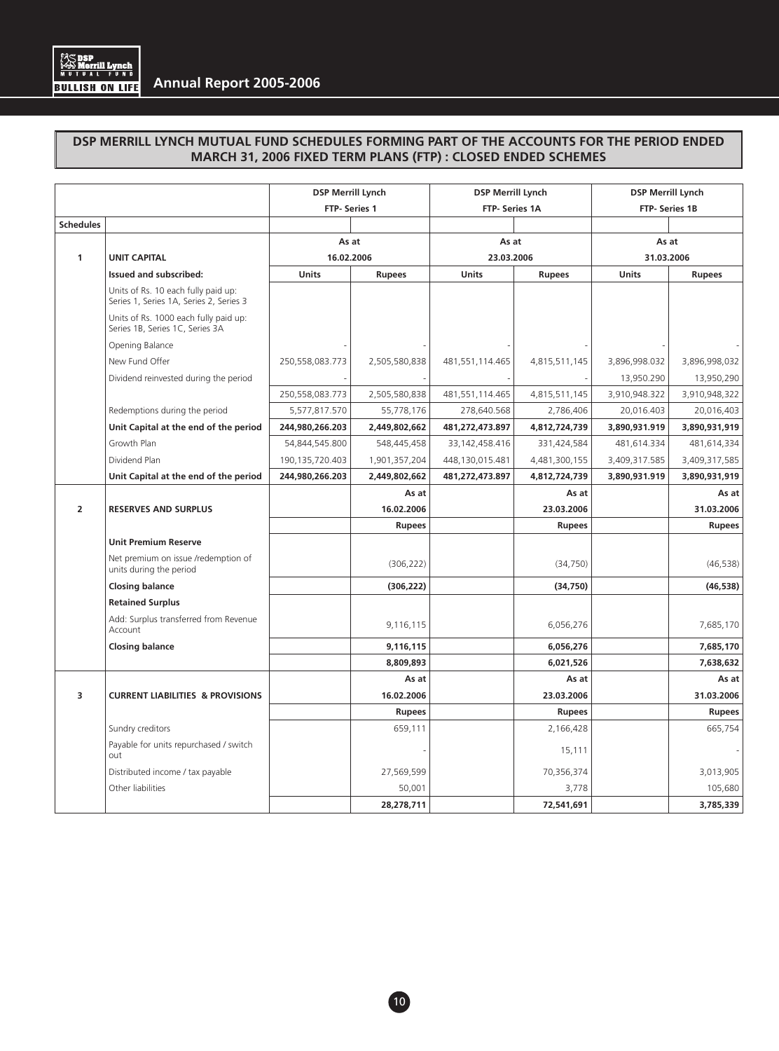## DSP MERRILL LYNCH MUTUAL FUND SCHEDULES FORMING PART OF THE ACCOUNTS FOR THE PERIOD ENDED MARCH 31, 2006 FIXED TERM PLANS (FTP) : CLOSED ENDED SCHEMES

| | | DSP Merrill Lynch FTP- Series 1 | | DSP Merrill Lynch FTP- Series 1A | | DSP Merrill Lynch FTP- Series 1B | |
|---|---|---|---|---|---|---|---|
| **Schedules** | | | | | | | |
| **1** | **UNIT CAPITAL** | As at 16.02.2006 | | As at 23.03.2006 | | As at 31.03.2006 | |
| | **Issued and subscribed:** | **Units** | **Rupees** | **Units** | **Rupees** | **Units** | **Rupees** |
| | Units of Rs. 10 each fully paid up: Series 1, Series 1A, Series 2, Series 3 | | | | | | |
| | Units of Rs. 1000 each fully paid up: Series 1B, Series 1C, Series 3A | | | | | | |
| | Opening Balance | - | - | - | - | - | - |
| | New Fund Offer | 250,558,083.773 | 2,505,580,838 | 481,551,114.465 | 4,815,511,145 | 3,896,998.032 | 3,896,998,032 |
| | Dividend reinvested during the period | - | - | - | - | 13,950.290 | 13,950,290 |
| | | 250,558,083.773 | 2,505,580,838 | 481,551,114.465 | 4,815,511,145 | 3,910,948.322 | 3,910,948,322 |
| | Redemptions during the period | 5,577,817.570 | 55,778,176 | 278,640.568 | 2,786,406 | 20,016.403 | 20,016,403 |
| | **Unit Capital at the end of the period** | **244,980,266.203** | **2,449,802,662** | **481,272,473.897** | **4,812,724,739** | **3,890,931.919** | **3,890,931,919** |
| | Growth Plan | 54,844,545.800 | 548,445,458 | 33,142,458.416 | 331,424,584 | 481,614.334 | 481,614,334 |
| | Dividend Plan | 190,135,720.403 | 1,901,357,204 | 448,130,015.481 | 4,481,300,155 | 3,409,317.585 | 3,409,317,585 |
| | **Unit Capital at the end of the period** | **244,980,266.203** | **2,449,802,662** | **481,272,473.897** | **4,812,724,739** | **3,890,931.919** | **3,890,931,919** |
| **2** | **RESERVES AND SURPLUS** | | **As at 16.02.2006** | | **As at 23.03.2006** | | **As at 31.03.2006** |
| | | | **Rupees** | | **Rupees** | | **Rupees** |
| | **Unit Premium Reserve** | | | | | | |
| | Net premium on issue /redemption of units during the period | | (306,222) | | (34,750) | | (46,538) |
| | **Closing balance** | | **(306,222)** | | **(34,750)** | | **(46,538)** |
| | **Retained Surplus** | | | | | | |
| | Add: Surplus transferred from Revenue Account | | 9,116,115 | | 6,056,276 | | 7,685,170 |
| | **Closing balance** | | **9,116,115** | | **6,056,276** | | **7,685,170** |
| | | | **8,809,893** | | **6,021,526** | | **7,638,632** |
| **3** | **CURRENT LIABILITIES & PROVISIONS** | | **As at 16.02.2006** | | **As at 23.03.2006** | | **As at 31.03.2006** |
| | | | **Rupees** | | **Rupees** | | **Rupees** |
| | Sundry creditors | | 659,111 | | 2,166,428 | | 665,754 |
| | Payable for units repurchased / switch out | | - | | 15,111 | | - |
| | Distributed income / tax payable | | 27,569,599 | | 70,356,374 | | 3,013,905 |
| | Other liabilities | | 50,001 | | 3,778 | | 105,680 |
| | | | **28,278,711** | | **72,541,691** | | **3,785,339** |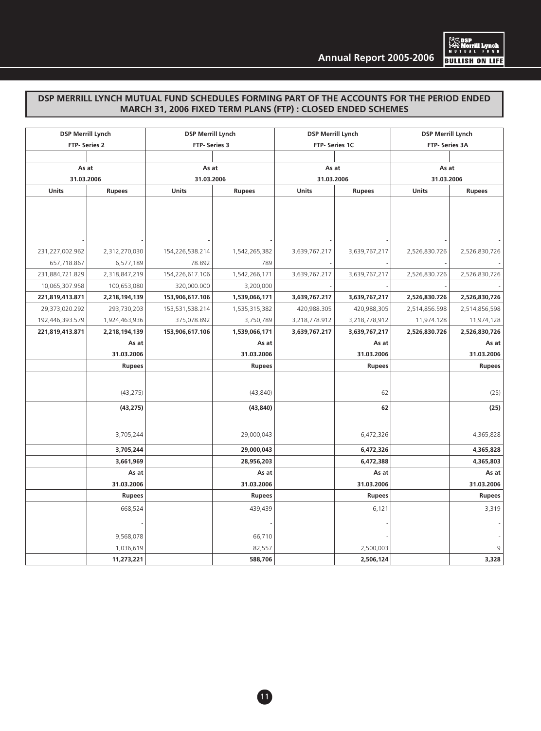## DSP MERRILL LYNCH MUTUAL FUND SCHEDULES FORMING PART OF THE ACCOUNTS FOR THE PERIOD ENDED MARCH 31, 2006 FIXED TERM PLANS (FTP) : CLOSED ENDED SCHEMES

| DSP Merrill Lynch FTP- Series 2 | | DSP Merrill Lynch FTP- Series 3 | | DSP Merrill Lynch FTP- Series 1C | | DSP Merrill Lynch FTP- Series 3A | |
|---|---|---|---|---|---|---|---|
| As at 31.03.2006 | | As at 31.03.2006 | | As at 31.03.2006 | | As at 31.03.2006 | |
| **Units** | **Rupees** | **Units** | **Rupees** | **Units** | **Rupees** | **Units** | **Rupees** |
| - | - | - | - | - | - | - | - |
| 231,227,002.962 | 2,312,270,030 | 154,226,538.214 | 1,542,265,382 | 3,639,767.217 | 3,639,767,217 | 2,526,830.726 | 2,526,830,726 |
| 657,718.867 | 6,577,189 | 78.892 | 789 | - | - | - | - |
| 231,884,721.829 | 2,318,847,219 | 154,226,617.106 | 1,542,266,171 | 3,639,767.217 | 3,639,767,217 | 2,526,830.726 | 2,526,830,726 |
| 10,065,307.958 | 100,653,080 | 320,000.000 | 3,200,000 | - | - | - | - |
| **221,819,413.871** | **2,218,194,139** | **153,906,617.106** | **1,539,066,171** | **3,639,767.217** | **3,639,767,217** | **2,526,830.726** | **2,526,830,726** |
| 29,373,020.292 | 293,730,203 | 153,531,538.214 | 1,535,315,382 | 420,988.305 | 420,988,305 | 2,514,856.598 | 2,514,856,598 |
| 192,446,393.579 | 1,924,463,936 | 375,078.892 | 3,750,789 | 3,218,778.912 | 3,218,778,912 | 11,974.128 | 11,974,128 |
| **221,819,413.871** | **2,218,194,139** | **153,906,617.106** | **1,539,066,171** | **3,639,767.217** | **3,639,767,217** | **2,526,830.726** | **2,526,830,726** |
| | **As at 31.03.2006** | | **As at 31.03.2006** | | **As at 31.03.2006** | | **As at 31.03.2006** |
| | **Rupees** | | **Rupees** | | **Rupees** | | **Rupees** |
| | (43,275) | | (43,840) | | 62 | | (25) |
| | **(43,275)** | | **(43,840)** | | **62** | | **(25)** |
| | 3,705,244 | | 29,000,043 | | 6,472,326 | | 4,365,828 |
| | **3,705,244** | | **29,000,043** | | **6,472,326** | | **4,365,828** |
| | **3,661,969** | | **28,956,203** | | **6,472,388** | | **4,365,803** |
| | **As at 31.03.2006** | | **As at 31.03.2006** | | **As at 31.03.2006** | | **As at 31.03.2006** |
| | **Rupees** | | **Rupees** | | **Rupees** | | **Rupees** |
| | 668,524 | | 439,439 | | 6,121 | | 3,319 |
| | - | | - | | - | | - |
| | 9,568,078 | | 66,710 | | - | | - |
| | 1,036,619 | | 82,557 | | 2,500,003 | | 9 |
| | **11,273,221** | | **588,706** | | **2,506,124** | | **3,328** |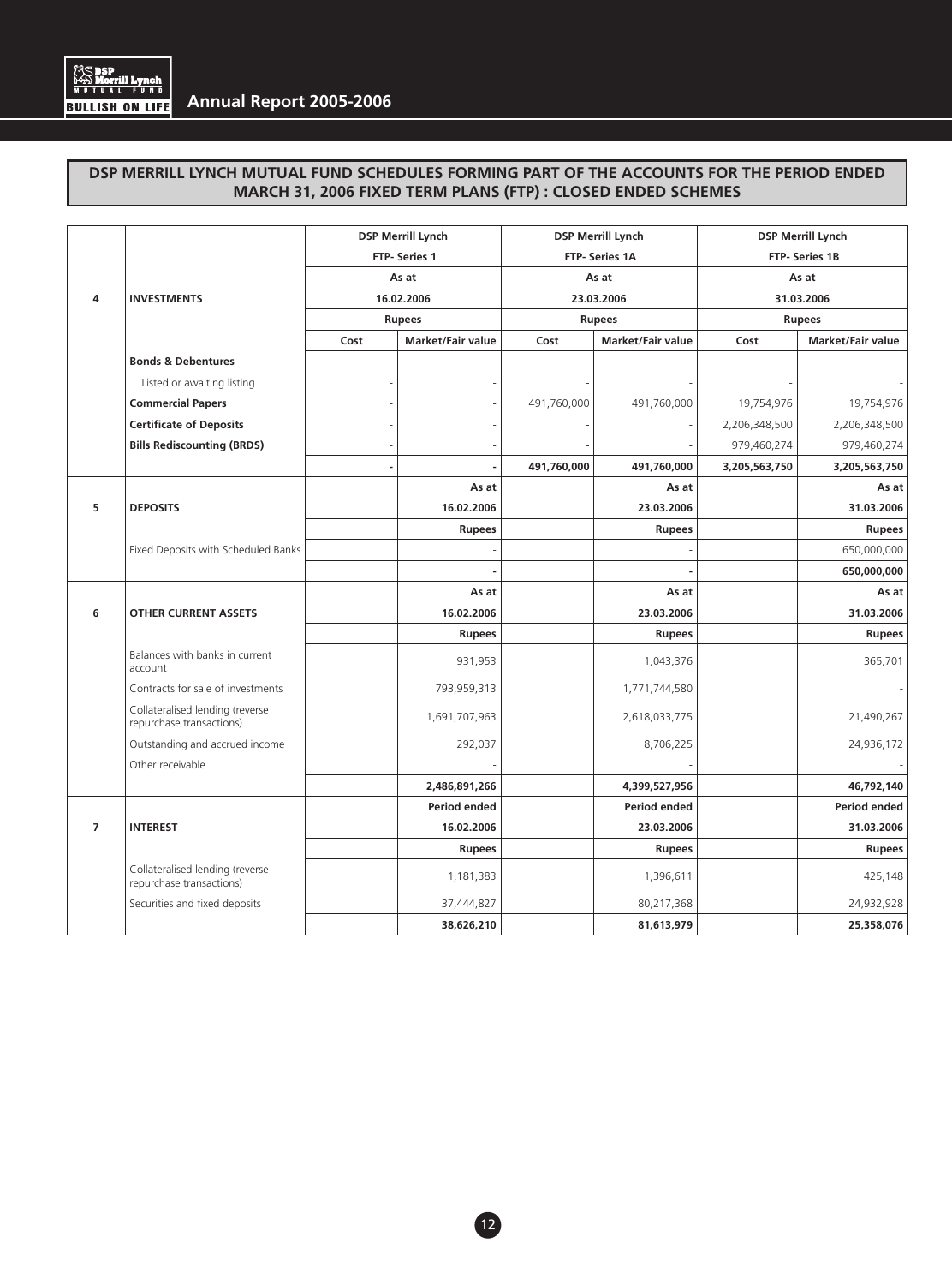## DSP MERRILL LYNCH MUTUAL FUND SCHEDULES FORMING PART OF THE ACCOUNTS FOR THE PERIOD ENDED MARCH 31, 2006 FIXED TERM PLANS (FTP) : CLOSED ENDED SCHEMES

| | | DSP Merrill Lynch FTP- Series 1 | | DSP Merrill Lynch FTP- Series 1A | | DSP Merrill Lynch FTP- Series 1B | |
|---|---|---|---|---|---|---|---|
| **4** | **INVESTMENTS** | As at 16.02.2006 | | As at 23.03.2006 | | As at 31.03.2006 | |
| | | Rupees | | Rupees | | Rupees | |
| | | Cost | Market/Fair value | Cost | Market/Fair value | Cost | Market/Fair value |
| | **Bonds & Debentures** | | | | | | |
| | Listed or awaiting listing | - | - | - | - | - | - |
| | **Commercial Papers** | - | - | 491,760,000 | 491,760,000 | 19,754,976 | 19,754,976 |
| | **Certificate of Deposits** | - | - | - | - | 2,206,348,500 | 2,206,348,500 |
| | **Bills Rediscounting (BRDS)** | - | - | - | - | 979,460,274 | 979,460,274 |
| | | **-** | **-** | **491,760,000** | **491,760,000** | **3,205,563,750** | **3,205,563,750** |
| **5** | **DEPOSITS** | | **As at 16.02.2006** | | **As at 23.03.2006** | | **As at 31.03.2006** |
| | | | **Rupees** | | **Rupees** | | **Rupees** |
| | Fixed Deposits with Scheduled Banks | | - | | - | | 650,000,000 |
| | | | **-** | | **-** | | **650,000,000** |
| **6** | **OTHER CURRENT ASSETS** | | **As at 16.02.2006** | | **As at 23.03.2006** | | **As at 31.03.2006** |
| | | | **Rupees** | | **Rupees** | | **Rupees** |
| | Balances with banks in current account | | 931,953 | | 1,043,376 | | 365,701 |
| | Contracts for sale of investments | | 793,959,313 | | 1,771,744,580 | | - |
| | Collateralised lending (reverse repurchase transactions) | | 1,691,707,963 | | 2,618,033,775 | | 21,490,267 |
| | Outstanding and accrued income | | 292,037 | | 8,706,225 | | 24,936,172 |
| | Other receivable | | - | | - | | - |
| | | | **2,486,891,266** | | **4,399,527,956** | | **46,792,140** |
| **7** | **INTEREST** | | **Period ended 16.02.2006** | | **Period ended 23.03.2006** | | **Period ended 31.03.2006** |
| | | | **Rupees** | | **Rupees** | | **Rupees** |
| | Collateralised lending (reverse repurchase transactions) | | 1,181,383 | | 1,396,611 | | 425,148 |
| | Securities and fixed deposits | | 37,444,827 | | 80,217,368 | | 24,932,928 |
| | | | **38,626,210** | | **81,613,979** | | **25,358,076** |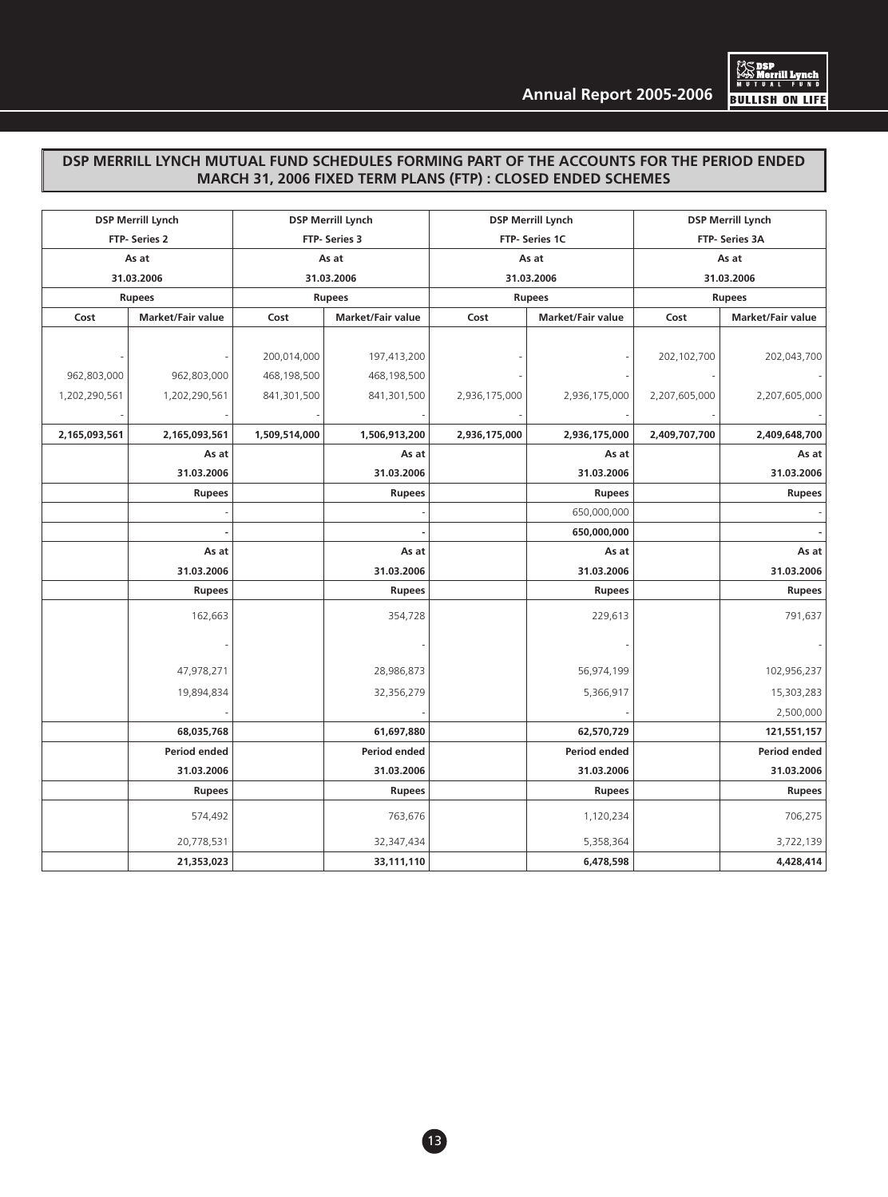## DSP MERRILL LYNCH MUTUAL FUND SCHEDULES FORMING PART OF THE ACCOUNTS FOR THE PERIOD ENDED MARCH 31, 2006 FIXED TERM PLANS (FTP) : CLOSED ENDED SCHEMES

| DSP Merrill Lynch FTP- Series 2 | | DSP Merrill Lynch FTP- Series 3 | | DSP Merrill Lynch FTP- Series 1C | | DSP Merrill Lynch FTP- Series 3A | |
|---|---|---|---|---|---|---|---|
| As at 31.03.2006 | | As at 31.03.2006 | | As at 31.03.2006 | | As at 31.03.2006 | |
| Rupees | | Rupees | | Rupees | | Rupees | |
| Cost | Market/Fair value | Cost | Market/Fair value | Cost | Market/Fair value | Cost | Market/Fair value |
| - | - | 200,014,000 | 197,413,200 | - | - | 202,102,700 | 202,043,700 |
| 962,803,000 | 962,803,000 | 468,198,500 | 468,198,500 | - | - | - | - |
| 1,202,290,561 | 1,202,290,561 | 841,301,500 | 841,301,500 | 2,936,175,000 | 2,936,175,000 | 2,207,605,000 | 2,207,605,000 |
| - | - | - | - | - | - | - | - |
| **2,165,093,561** | **2,165,093,561** | **1,509,514,000** | **1,506,913,200** | **2,936,175,000** | **2,936,175,000** | **2,409,707,700** | **2,409,648,700** |
| | **As at 31.03.2006** | | **As at 31.03.2006** | | **As at 31.03.2006** | | **As at 31.03.2006** |
| | **Rupees** | | **Rupees** | | **Rupees** | | **Rupees** |
| | - | | - | | 650,000,000 | | - |
| | **-** | | **-** | | **650,000,000** | | **-** |
| | **As at 31.03.2006** | | **As at 31.03.2006** | | **As at 31.03.2006** | | **As at 31.03.2006** |
| | **Rupees** | | **Rupees** | | **Rupees** | | **Rupees** |
| | 162,663 | | 354,728 | | 229,613 | | 791,637 |
| | - | | - | | - | | - |
| | 47,978,271 | | 28,986,873 | | 56,974,199 | | 102,956,237 |
| | 19,894,834 | | 32,356,279 | | 5,366,917 | | 15,303,283 |
| | - | | - | | - | | 2,500,000 |
| | **68,035,768** | | **61,697,880** | | **62,570,729** | | **121,551,157** |
| | **Period ended 31.03.2006** | | **Period ended 31.03.2006** | | **Period ended 31.03.2006** | | **Period ended 31.03.2006** |
| | **Rupees** | | **Rupees** | | **Rupees** | | **Rupees** |
| | 574,492 | | 763,676 | | 1,120,234 | | 706,275 |
| | 20,778,531 | | 32,347,434 | | 5,358,364 | | 3,722,139 |
| | **21,353,023** | | **33,111,110** | | **6,478,598** | | **4,428,414** |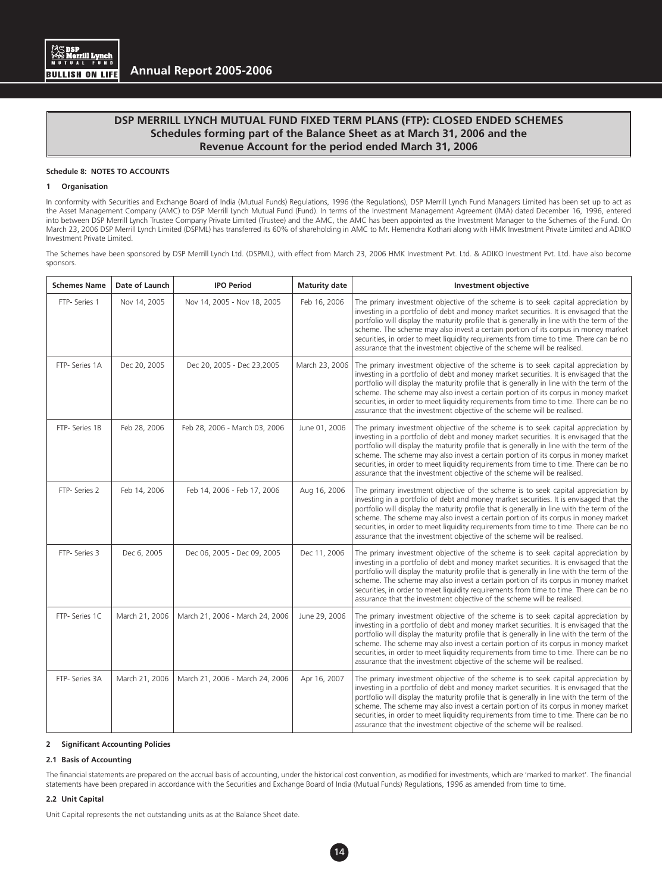# DSP MERRILL LYNCH MUTUAL FUND FIXED TERM PLANS (FTP): CLOSED ENDED SCHEMES

## Schedules forming part of the Balance Sheet as at March 31, 2006 and the Revenue Account for the period ended March 31, 2006

**Schedule 8: NOTES TO ACCOUNTS**

**1 Organisation**

In conformity with Securities and Exchange Board of India (Mutual Funds) Regulations, 1996 (the Regulations), DSP Merrill Lynch Fund Managers Limited has been set up to act as the Asset Management Company (AMC) to DSP Merrill Lynch Mutual Fund (Fund). In terms of the Investment Management Agreement (IMA) dated December 16, 1996, entered into between DSP Merrill Lynch Trustee Company Private Limited (Trustee) and the AMC, the AMC has been appointed as the Investment Manager to the Schemes of the Fund. On March 23, 2006 DSP Merrill Lynch Limited (DSPML) has transferred its 60% of shareholding in AMC to Mr. Hemendra Kothari along with HMK Investment Private Limited and ADIKO Investment Private Limited.

The Schemes have been sponsored by DSP Merrill Lynch Ltd. (DSPML), with effect from March 23, 2006 HMK Investment Pvt. Ltd. & ADIKO Investment Pvt. Ltd. have also become sponsors.

| Schemes Name | Date of Launch | IPO Period | Maturity date | Investment objective |
|---|---|---|---|---|
| FTP- Series 1 | Nov 14, 2005 | Nov 14, 2005 - Nov 18, 2005 | Feb 16, 2006 | The primary investment objective of the scheme is to seek capital appreciation by investing in a portfolio of debt and money market securities. It is envisaged that the portfolio will display the maturity profile that is generally in line with the term of the scheme. The scheme may also invest a certain portion of its corpus in money market securities, in order to meet liquidity requirements from time to time. There can be no assurance that the investment objective of the scheme will be realised. |
| FTP- Series 1A | Dec 20, 2005 | Dec 20, 2005 - Dec 23,2005 | March 23, 2006 | The primary investment objective of the scheme is to seek capital appreciation by investing in a portfolio of debt and money market securities. It is envisaged that the portfolio will display the maturity profile that is generally in line with the term of the scheme. The scheme may also invest a certain portion of its corpus in money market securities, in order to meet liquidity requirements from time to time. There can be no assurance that the investment objective of the scheme will be realised. |
| FTP- Series 1B | Feb 28, 2006 | Feb 28, 2006 - March 03, 2006 | June 01, 2006 | The primary investment objective of the scheme is to seek capital appreciation by investing in a portfolio of debt and money market securities. It is envisaged that the portfolio will display the maturity profile that is generally in line with the term of the scheme. The scheme may also invest a certain portion of its corpus in money market securities, in order to meet liquidity requirements from time to time. There can be no assurance that the investment objective of the scheme will be realised. |
| FTP- Series 2 | Feb 14, 2006 | Feb 14, 2006 - Feb 17, 2006 | Aug 16, 2006 | The primary investment objective of the scheme is to seek capital appreciation by investing in a portfolio of debt and money market securities. It is envisaged that the portfolio will display the maturity profile that is generally in line with the term of the scheme. The scheme may also invest a certain portion of its corpus in money market securities, in order to meet liquidity requirements from time to time. There can be no assurance that the investment objective of the scheme will be realised. |
| FTP- Series 3 | Dec 6, 2005 | Dec 06, 2005 - Dec 09, 2005 | Dec 11, 2006 | The primary investment objective of the scheme is to seek capital appreciation by investing in a portfolio of debt and money market securities. It is envisaged that the portfolio will display the maturity profile that is generally in line with the term of the scheme. The scheme may also invest a certain portion of its corpus in money market securities, in order to meet liquidity requirements from time to time. There can be no assurance that the investment objective of the scheme will be realised. |
| FTP- Series 1C | March 21, 2006 | March 21, 2006 - March 24, 2006 | June 29, 2006 | The primary investment objective of the scheme is to seek capital appreciation by investing in a portfolio of debt and money market securities. It is envisaged that the portfolio will display the maturity profile that is generally in line with the term of the scheme. The scheme may also invest a certain portion of its corpus in money market securities, in order to meet liquidity requirements from time to time. There can be no assurance that the investment objective of the scheme will be realised. |
| FTP- Series 3A | March 21, 2006 | March 21, 2006 - March 24, 2006 | Apr 16, 2007 | The primary investment objective of the scheme is to seek capital appreciation by investing in a portfolio of debt and money market securities. It is envisaged that the portfolio will display the maturity profile that is generally in line with the term of the scheme. The scheme may also invest a certain portion of its corpus in money market securities, in order to meet liquidity requirements from time to time. There can be no assurance that the investment objective of the scheme will be realised. |

**2 Significant Accounting Policies**

**2.1 Basis of Accounting**

The financial statements are prepared on the accrual basis of accounting, under the historical cost convention, as modified for investments, which are 'marked to market'. The financial statements have been prepared in accordance with the Securities and Exchange Board of India (Mutual Funds) Regulations, 1996 as amended from time to time.

**2.2 Unit Capital**

Unit Capital represents the net outstanding units as at the Balance Sheet date.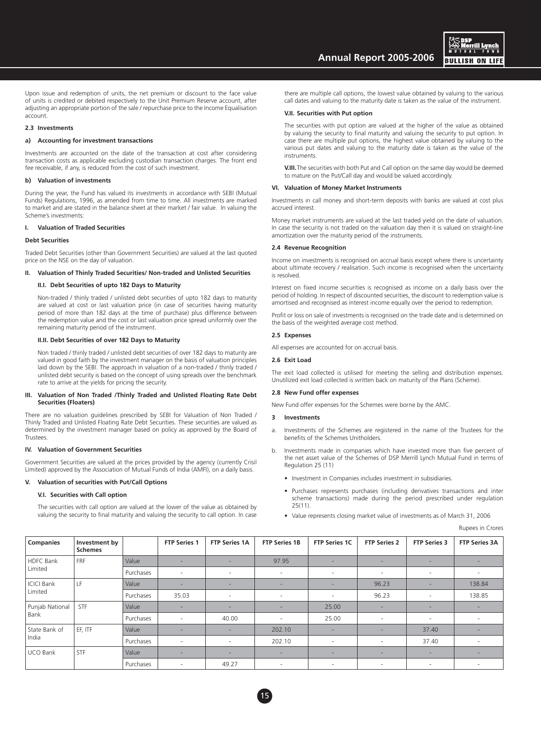Upon issue and redemption of units, the net premium or discount to the face value of units is credited or debited respectively to the Unit Premium Reserve account, after adjusting an appropriate portion of the sale / repurchase price to the Income Equalisation account.

### 2.3 Investments

#### a) Accounting for investment transactions

Investments are accounted on the date of the transaction at cost after considering transaction costs as applicable excluding custodian transaction charges. The front end fee receivable, if any, is reduced from the cost of such investment.

#### b) Valuation of investments

During the year, the Fund has valued its investments in accordance with SEBI (Mutual Funds) Regulations, 1996, as amended from time to time. All investments are marked to market and are stated in the balance sheet at their market / fair value. In valuing the Scheme's investments:

**I. Valuation of Traded Securities**

**Debt Securities**

Traded Debt Securities (other than Government Securities) are valued at the last quoted price on the NSE on the day of valuation.

**II. Valuation of Thinly Traded Securities/ Non-traded and Unlisted Securities**

**II.I. Debt Securities of upto 182 Days to Maturity**

Non-traded / thinly traded / unlisted debt securities of upto 182 days to maturity are valued at cost or last valuation price (in case of securities having maturity period of more than 182 days at the time of purchase) plus difference between the redemption value and the cost or last valuation price spread uniformly over the remaining maturity period of the instrument.

**II.II. Debt Securities of over 182 Days to Maturity**

Non traded / thinly traded / unlisted debt securities of over 182 days to maturity are valued in good faith by the investment manager on the basis of valuation principles laid down by the SEBI. The approach in valuation of a non-traded / thinly traded / unlisted debt security is based on the concept of using spreads over the benchmark rate to arrive at the yields for pricing the security.

**III. Valuation of Non Traded /Thinly Traded and Unlisted Floating Rate Debt Securities (Floaters)**

There are no valuation guidelines prescribed by SEBI for Valuation of Non Traded / Thinly Traded and Unlisted Floating Rate Debt Securities. These securities are valued as determined by the investment manager based on policy as approved by the Board of Trustees.

**IV. Valuation of Government Securities**

Government Securities are valued at the prices provided by the agency (currently Crisil Limited) approved by the Association of Mutual Funds of India (AMFI), on a daily basis.

**V. Valuation of securities with Put/Call Options**

**V.I. Securities with Call option**

The securities with call option are valued at the lower of the value as obtained by valuing the security to final maturity and valuing the security to call option. In case there are multiple call options, the lowest value obtained by valuing to the various call dates and valuing to the maturity date is taken as the value of the instrument.

**V.II. Securities with Put option**

The securities with put option are valued at the higher of the value as obtained by valuing the security to final maturity and valuing the security to put option. In case there are multiple put options, the highest value obtained by valuing to the various put dates and valuing to the maturity date is taken as the value of the instruments.

**V.III.** The securities with both Put and Call option on the same day would be deemed to mature on the Put/Call day and would be valued accordingly.

**VI. Valuation of Money Market Instruments**

Investments in call money and short-term deposits with banks are valued at cost plus accrued interest.

Money market instruments are valued at the last traded yield on the date of valuation. In case the security is not traded on the valuation day then it is valued on straight-line amortization over the maturity period of the instruments.

### 2.4 Revenue Recognition

Income on investments is recognised on accrual basis except where there is uncertainty about ultimate recovery / realisation. Such income is recognised when the uncertainty is resolved.

Interest on fixed income securities is recognised as income on a daily basis over the period of holding. In respect of discounted securities, the discount to redemption value is amortised and recognised as interest income equally over the period to redemption.

Profit or loss on sale of investments is recognised on the trade date and is determined on the basis of the weighted average cost method.

### 2.5 Expenses

All expenses are accounted for on accrual basis.

### 2.6 Exit Load

The exit load collected is utilised for meeting the selling and distribution expenses. Unutilized exit load collected is written back on maturity of the Plans (Scheme).

### 2.8 New Fund offer expenses

New Fund offer expenses for the Schemes were borne by the AMC.

## 3 Investments

a. Investments of the Schemes are registered in the name of the Trustees for the benefits of the Schemes Unitholders.

b. Investments made in companies which have invested more than five percent of the net asset value of the Schemes of DSP Merrill Lynch Mutual Fund in terms of Regulation 25 (11)

- Investment in Companies includes investment in subsidiaries.
- Purchases represents purchases (including derivatives transactions and inter scheme transactions) made during the period prescribed under regulation 25(11).
- Value represents closing market value of investments as of March 31, 2006

Rupees in Crores

| Companies | Investment by Schemes | | FTP Series 1 | FTP Series 1A | FTP Series 1B | FTP Series 1C | FTP Series 2 | FTP Series 3 | FTP Series 3A |
|---|---|---|---|---|---|---|---|---|---|
| HDFC Bank Limited | FRF | Value | - | - | 97.95 | - | - | - | - |
| | | Purchases | - | - | - | - | - | - | - |
| ICICI Bank Limited | LF | Value | - | - | - | - | 96.23 | - | 138.84 |
| | | Purchases | 35.03 | - | - | - | 96.23 | - | 138.85 |
| Punjab National Bank | STF | Value | - | - | - | 25.00 | - | - | - |
| | | Purchases | - | 40.00 | - | 25.00 | - | - | - |
| State Bank of India | EF, ITF | Value | - | - | 202.10 | - | - | 37.40 | - |
| | | Purchases | - | - | 202.10 | - | - | 37.40 | - |
| UCO Bank | STF | Value | - | - | - | - | - | - | - |
| | | Purchases | - | 49.27 | - | - | - | - | - |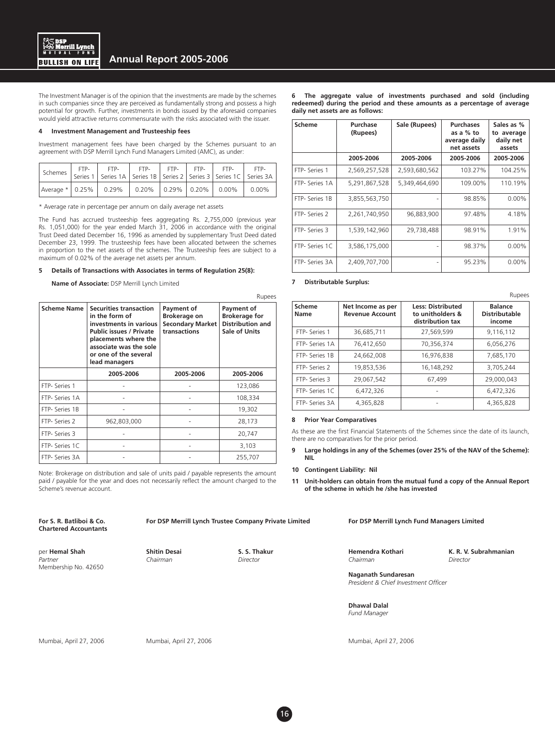The Investment Manager is of the opinion that the investments are made by the schemes in such companies since they are perceived as fundamentally strong and possess a high potential for growth. Further, investments in bonds issued by the aforesaid companies would yield attractive returns commensurate with the risks associated with the issuer.

**4 Investment Management and Trusteeship fees**

Investment management fees have been charged by the Schemes pursuant to an agreement with DSP Merrill Lynch Fund Managers Limited (AMC), as under:

| Schemes | FTP-Series 1 | FTP-Series 1A | FTP-Series 1B | FTP-Series 2 | FTP-Series 3 | FTP-Series 1C | FTP-Series 3A |
|---|---|---|---|---|---|---|---|
| Average * | 0.25% | 0.29% | 0.20% | 0.29% | 0.20% | 0.00% | 0.00% |

\* Average rate in percentage per annum on daily average net assets

The Fund has accrued trusteeship fees aggregating Rs. 2,755,000 (previous year Rs. 1,051,000) for the year ended March 31, 2006 in accordance with the original Trust Deed dated December 16, 1996 as amended by supplementary Trust Deed dated December 23, 1999. The trusteeship fees have been allocated between the schemes in proportion to the net assets of the schemes. The Trusteeship fees are subject to a maximum of 0.02% of the average net assets per annum.

**5 Details of Transactions with Associates in terms of Regulation 25(8):**

**Name of Associate:** DSP Merrill Lynch Limited

Rupees

| Scheme Name | Securities transaction in the form of investments in various Public issues / Private placements where the associate was the sole or one of the several lead managers | Payment of Brokerage on Secondary Market transactions | Payment of Brokerage for Distribution and Sale of Units |
|---|---|---|---|
| | 2005-2006 | 2005-2006 | 2005-2006 |
| FTP- Series 1 | - | - | 123,086 |
| FTP- Series 1A | - | - | 108,334 |
| FTP- Series 1B | - | - | 19,302 |
| FTP- Series 2 | 962,803,000 | - | 28,173 |
| FTP- Series 3 | - | - | 20,747 |
| FTP- Series 1C | - | - | 3,103 |
| FTP- Series 3A | - | - | 255,707 |

Note: Brokerage on distribution and sale of units paid / payable represents the amount paid / payable for the year and does not necessarily reflect the amount charged to the Scheme's revenue account.

**6 The aggregate value of investments purchased and sold (including redeemed) during the period and these amounts as a percentage of average daily net assets are as follows:**

| Scheme | Purchase (Rupees) | Sale (Rupees) | Purchases as a % to average daily net assets | Sales as % to average daily net assets |
|---|---|---|---|---|
| | 2005-2006 | 2005-2006 | 2005-2006 | 2005-2006 |
| FTP- Series 1 | 2,569,257,528 | 2,593,680,562 | 103.27% | 104.25% |
| FTP- Series 1A | 5,291,867,528 | 5,349,464,690 | 109.00% | 110.19% |
| FTP- Series 1B | 3,855,563,750 | - | 98.85% | 0.00% |
| FTP- Series 2 | 2,261,740,950 | 96,883,900 | 97.48% | 4.18% |
| FTP- Series 3 | 1,539,142,960 | 29,738,488 | 98.91% | 1.91% |
| FTP- Series 1C | 3,586,175,000 | - | 98.37% | 0.00% |
| FTP- Series 3A | 2,409,707,700 | - | 95.23% | 0.00% |

**7 Distributable Surplus:**

Rupees

| Scheme Name | Net Income as per Revenue Account | Less: Distributed to unitholders & distribution tax | Balance Distributable income |
|---|---|---|---|
| FTP- Series 1 | 36,685,711 | 27,569,599 | 9,116,112 |
| FTP- Series 1A | 76,412,650 | 70,356,374 | 6,056,276 |
| FTP- Series 1B | 24,662,008 | 16,976,838 | 7,685,170 |
| FTP- Series 2 | 19,853,536 | 16,148,292 | 3,705,244 |
| FTP- Series 3 | 29,067,542 | 67,499 | 29,000,043 |
| FTP- Series 1C | 6,472,326 | - | 6,472,326 |
| FTP- Series 3A | 4,365,828 | - | 4,365,828 |

**8 Prior Year Comparatives**

As these are the first Financial Statements of the Schemes since the date of its launch, there are no comparatives for the prior period.

**9 Large holdings in any of the Schemes (over 25% of the NAV of the Scheme): NIL**

**10 Contingent Liability: Nil**

**11 Unit-holders can obtain from the mutual fund a copy of the Annual Report of the scheme in which he /she has invested**

**For S. R. Batliboi & Co.**
**Chartered Accountants**

per **Hemal Shah**
*Partner*
Membership No. 42650

Mumbai, April 27, 2006

**For DSP Merrill Lynch Trustee Company Private Limited**

**Shitin Desai**
*Chairman*

**S. S. Thakur**
*Director*

Mumbai, April 27, 2006

**For DSP Merrill Lynch Fund Managers Limited**

**Hemendra Kothari**
*Chairman*

**K. R. V. Subrahmanian**
*Director*

**Naganath Sundaresan**
*President & Chief Investment Officer*

**Dhawal Dalal**
*Fund Manager*

Mumbai, April 27, 2006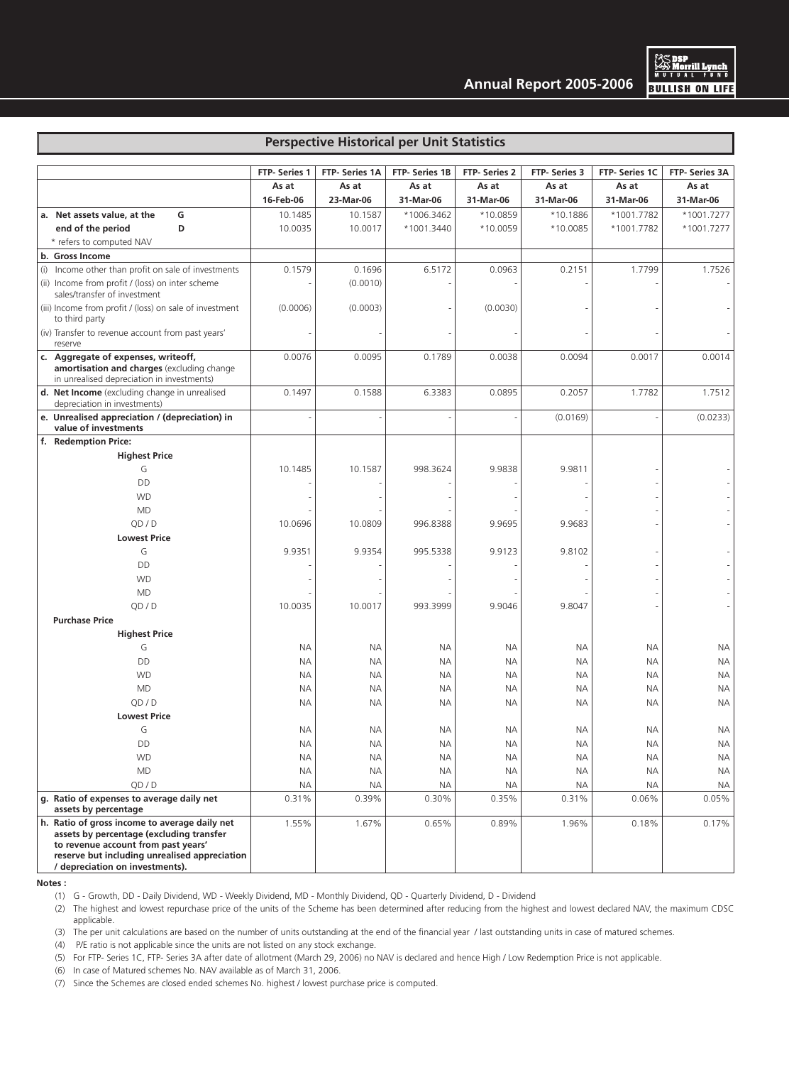## Perspective Historical per Unit Statistics

| | FTP- Series 1 | FTP- Series 1A | FTP- Series 1B | FTP- Series 2 | FTP- Series 3 | FTP- Series 1C | FTP- Series 3A |
|---|---|---|---|---|---|---|---|
| | As at | As at | As at | As at | As at | As at | As at |
| | 16-Feb-06 | 23-Mar-06 | 31-Mar-06 | 31-Mar-06 | 31-Mar-06 | 31-Mar-06 | 31-Mar-06 |
| **a. Net assets value, at the end of the period** G | 10.1485 | 10.1587 | *1006.3462 | *10.0859 | *10.1886 | *1001.7782 | *1001.7277 |
| D | 10.0035 | 10.0017 | *1001.3440 | *10.0059 | *10.0085 | *1001.7782 | *1001.7277 |
| * refers to computed NAV | | | | | | | |
| **b. Gross Income** | | | | | | | |
| (i) Income other than profit on sale of investments | 0.1579 | 0.1696 | 6.5172 | 0.0963 | 0.2151 | 1.7799 | 1.7526 |
| (ii) Income from profit / (loss) on inter scheme sales/transfer of investment | - | (0.0010) | - | - | - | - | - |
| (iii) Income from profit / (loss) on sale of investment to third party | (0.0006) | (0.0003) | - | (0.0030) | - | - | - |
| (iv) Transfer to revenue account from past years' reserve | - | - | - | - | - | - | - |
| **c. Aggregate of expenses, writeoff, amortisation and charges** (excluding change in unrealised depreciation in investments) | 0.0076 | 0.0095 | 0.1789 | 0.0038 | 0.0094 | 0.0017 | 0.0014 |
| **d. Net Income** (excluding change in unrealised depreciation in investments) | 0.1497 | 0.1588 | 6.3383 | 0.0895 | 0.2057 | 1.7782 | 1.7512 |
| **e. Unrealised appreciation / (depreciation) in value of investments** | - | - | - | - | (0.0169) | - | (0.0233) |
| **f. Redemption Price:** | | | | | | | |
| **Highest Price** | | | | | | | |
| G | 10.1485 | 10.1587 | 998.3624 | 9.9838 | 9.9811 | - | - |
| DD | - | - | - | - | - | - | - |
| WD | - | - | - | - | - | - | - |
| MD | - | - | - | - | - | - | - |
| QD / D | 10.0696 | 10.0809 | 996.8388 | 9.9695 | 9.9683 | - | - |
| **Lowest Price** | | | | | | | |
| G | 9.9351 | 9.9354 | 995.5338 | 9.9123 | 9.8102 | - | - |
| DD | - | - | - | - | - | - | - |
| WD | - | - | - | - | - | - | - |
| MD | - | - | - | - | - | - | - |
| QD / D | 10.0035 | 10.0017 | 993.3999 | 9.9046 | 9.8047 | - | - |
| **Purchase Price** | | | | | | | |
| **Highest Price** | | | | | | | |
| G | NA | NA | NA | NA | NA | NA | NA |
| DD | NA | NA | NA | NA | NA | NA | NA |
| WD | NA | NA | NA | NA | NA | NA | NA |
| MD | NA | NA | NA | NA | NA | NA | NA |
| QD / D | NA | NA | NA | NA | NA | NA | NA |
| **Lowest Price** | | | | | | | |
| G | NA | NA | NA | NA | NA | NA | NA |
| DD | NA | NA | NA | NA | NA | NA | NA |
| WD | NA | NA | NA | NA | NA | NA | NA |
| MD | NA | NA | NA | NA | NA | NA | NA |
| QD / D | NA | NA | NA | NA | NA | NA | NA |
| **g. Ratio of expenses to average daily net assets by percentage** | 0.31% | 0.39% | 0.30% | 0.35% | 0.31% | 0.06% | 0.05% |
| **h. Ratio of gross income to average daily net assets by percentage (excluding transfer to revenue account from past years' reserve but including unrealised appreciation / depreciation on investments).** | 1.55% | 1.67% | 0.65% | 0.89% | 1.96% | 0.18% | 0.17% |

**Notes :**

(1) G - Growth, DD - Daily Dividend, WD - Weekly Dividend, MD - Monthly Dividend, QD - Quarterly Dividend, D - Dividend

(2) The highest and lowest repurchase price of the units of the Scheme has been determined after reducing from the highest and lowest declared NAV, the maximum CDSC applicable.

(3) The per unit calculations are based on the number of units outstanding at the end of the financial year / last outstanding units in case of matured schemes.

(4) P/E ratio is not applicable since the units are not listed on any stock exchange.

(5) For FTP- Series 1C, FTP- Series 3A after date of allotment (March 29, 2006) no NAV is declared and hence High / Low Redemption Price is not applicable.

(6) In case of Matured schemes No. NAV available as of March 31, 2006.

(7) Since the Schemes are closed ended schemes No. highest / lowest purchase price is computed.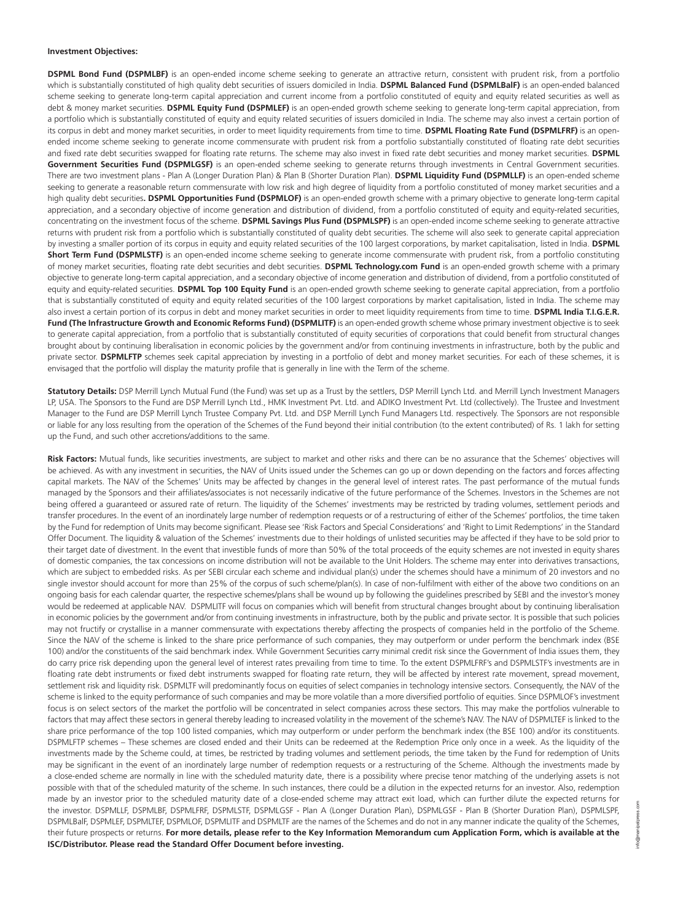**Investment Objectives:**

**DSPML Bond Fund (DSPMLBF)** is an open-ended income scheme seeking to generate an attractive return, consistent with prudent risk, from a portfolio which is substantially constituted of high quality debt securities of issuers domiciled in India. **DSPML Balanced Fund (DSPMLBalF)** is an open-ended balanced scheme seeking to generate long-term capital appreciation and current income from a portfolio constituted of equity and equity related securities as well as debt & money market securities. **DSPML Equity Fund (DSPMLEF)** is an open-ended growth scheme seeking to generate long-term capital appreciation, from a portfolio which is substantially constituted of equity and equity related securities of issuers domiciled in India. The scheme may also invest a certain portion of its corpus in debt and money market securities, in order to meet liquidity requirements from time to time. **DSPML Floating Rate Fund (DSPMLFRF)** is an open-ended income scheme seeking to generate income commensurate with prudent risk from a portfolio substantially constituted of floating rate debt securities and fixed rate debt securities swapped for floating rate returns. The scheme may also invest in fixed rate debt securities and money market securities. **DSPML Government Securities Fund (DSPMLGSF)** is an open-ended scheme seeking to generate returns through investments in Central Government securities. There are two investment plans - Plan A (Longer Duration Plan) & Plan B (Shorter Duration Plan). **DSPML Liquidity Fund (DSPMLLF)** is an open-ended scheme seeking to generate a reasonable return commensurate with low risk and high degree of liquidity from a portfolio constituted of money market securities and a high quality debt securities**. DSPML Opportunities Fund (DSPMLOF)** is an open-ended growth scheme with a primary objective to generate long-term capital appreciation, and a secondary objective of income generation and distribution of dividend, from a portfolio constituted of equity and equity-related securities, concentrating on the investment focus of the scheme. **DSPML Savings Plus Fund (DSPMLSPF)** is an open-ended income scheme seeking to generate attractive returns with prudent risk from a portfolio which is substantially constituted of quality debt securities. The scheme will also seek to generate capital appreciation by investing a smaller portion of its corpus in equity and equity related securities of the 100 largest corporations, by market capitalisation, listed in India. **DSPML Short Term Fund (DSPMLSTF)** is an open-ended income scheme seeking to generate income commensurate with prudent risk, from a portfolio constituting of money market securities, floating rate debt securities and debt securities. **DSPML Technology.com Fund** is an open-ended growth scheme with a primary objective to generate long-term capital appreciation, and a secondary objective of income generation and distribution of dividend, from a portfolio constituted of equity and equity-related securities. **DSPML Top 100 Equity Fund** is an open-ended growth scheme seeking to generate capital appreciation, from a portfolio that is substantially constituted of equity and equity related securities of the 100 largest corporations by market capitalisation, listed in India. The scheme may also invest a certain portion of its corpus in debt and money market securities in order to meet liquidity requirements from time to time. **DSPML India T.I.G.E.R. Fund (The Infrastructure Growth and Economic Reforms Fund) (DSPMLITF)** is an open-ended growth scheme whose primary investment objective is to seek to generate capital appreciation, from a portfolio that is substantially constituted of equity securities of corporations that could benefit from structural changes brought about by continuing liberalisation in economic policies by the government and/or from continuing investments in infrastructure, both by the public and private sector. **DSPMLFTP** schemes seek capital appreciation by investing in a portfolio of debt and money market securities. For each of these schemes, it is envisaged that the portfolio will display the maturity profile that is generally in line with the Term of the scheme.

**Statutory Details:** DSP Merrill Lynch Mutual Fund (the Fund) was set up as a Trust by the settlers, DSP Merrill Lynch Ltd. and Merrill Lynch Investment Managers LP, USA. The Sponsors to the Fund are DSP Merrill Lynch Ltd., HMK Investment Pvt. Ltd. and ADIKO Investment Pvt. Ltd (collectively). The Trustee and Investment Manager to the Fund are DSP Merrill Lynch Trustee Company Pvt. Ltd. and DSP Merrill Lynch Fund Managers Ltd. respectively. The Sponsors are not responsible or liable for any loss resulting from the operation of the Schemes of the Fund beyond their initial contribution (to the extent contributed) of Rs. 1 lakh for setting up the Fund, and such other accretions/additions to the same.

**Risk Factors:** Mutual funds, like securities investments, are subject to market and other risks and there can be no assurance that the Schemes' objectives will be achieved. As with any investment in securities, the NAV of Units issued under the Schemes can go up or down depending on the factors and forces affecting capital markets. The NAV of the Schemes' Units may be affected by changes in the general level of interest rates. The past performance of the mutual funds managed by the Sponsors and their affiliates/associates is not necessarily indicative of the future performance of the Schemes. Investors in the Schemes are not being offered a guaranteed or assured rate of return. The liquidity of the Schemes' investments may be restricted by trading volumes, settlement periods and transfer procedures. In the event of an inordinately large number of redemption requests or of a restructuring of either of the Schemes' portfolios, the time taken by the Fund for redemption of Units may become significant. Please see 'Risk Factors and Special Considerations' and 'Right to Limit Redemptions' in the Standard Offer Document. The liquidity & valuation of the Schemes' investments due to their holdings of unlisted securities may be affected if they have to be sold prior to their target date of divestment. In the event that investible funds of more than 50% of the total proceeds of the equity schemes are not invested in equity shares of domestic companies, the tax concessions on income distribution will not be available to the Unit Holders. The scheme may enter into derivatives transactions, which are subject to embedded risks. As per SEBI circular each scheme and individual plan(s) under the schemes should have a minimum of 20 investors and no single investor should account for more than 25% of the corpus of such scheme/plan(s). In case of non-fulfilment with either of the above two conditions on an ongoing basis for each calendar quarter, the respective schemes/plans shall be wound up by following the guidelines prescribed by SEBI and the investor's money would be redeemed at applicable NAV. DSPMLITF will focus on companies which will benefit from structural changes brought about by continuing liberalisation in economic policies by the government and/or from continuing investments in infrastructure, both by the public and private sector. It is possible that such policies may not fructify or crystallise in a manner commensurate with expectations thereby affecting the prospects of companies held in the portfolio of the Scheme. Since the NAV of the scheme is linked to the share price performance of such companies, they may outperform or under perform the benchmark index (BSE 100) and/or the constituents of the said benchmark index. While Government Securities carry minimal credit risk since the Government of India issues them, they do carry price risk depending upon the general level of interest rates prevailing from time to time. To the extent DSPMLFRF's and DSPMLSTF's investments are in floating rate debt instruments or fixed debt instruments swapped for floating rate return, they will be affected by interest rate movement, spread movement, settlement risk and liquidity risk. DSPMLTF will predominantly focus on equities of select companies in technology intensive sectors. Consequently, the NAV of the scheme is linked to the equity performance of such companies and may be more volatile than a more diversified portfolio of equities. Since DSPMLOF's investment focus is on select sectors of the market the portfolio will be concentrated in select companies across these sectors. This may make the portfolios vulnerable to factors that may affect these sectors in general thereby leading to increased volatility in the movement of the scheme's NAV. The NAV of DSPMLTEF is linked to the share price performance of the top 100 listed companies, which may outperform or under perform the benchmark index (the BSE 100) and/or its constituents. DSPMLFTP schemes – These schemes are closed ended and their Units can be redeemed at the Redemption Price only once in a week. As the liquidity of the investments made by the Scheme could, at times, be restricted by trading volumes and settlement periods, the time taken by the Fund for redemption of Units may be significant in the event of an inordinately large number of redemption requests or a restructuring of the Scheme. Although the investments made by a close-ended scheme are normally in line with the scheduled maturity date, there is a possibility where precise tenor matching of the underlying assets is not possible with that of the scheduled maturity of the scheme. In such instances, there could be a dilution in the expected returns for an investor. Also, redemption made by an investor prior to the scheduled maturity date of a close-ended scheme may attract exit load, which can further dilute the expected returns for the investor. DSPMLLF, DSPMLBF, DSPMLFRF, DSPMLSTF, DSPMLGSF - Plan A (Longer Duration Plan), DSPMLGSF - Plan B (Shorter Duration Plan), DSPMLSPF, DSPMLBalF, DSPMLEF, DSPMLTEF, DSPMLOF, DSPMLITF and DSPMLTF are the names of the Schemes and do not in any manner indicate the quality of the Schemes, their future prospects or returns. **For more details, please refer to the Key Information Memorandum cum Application Form, which is available at the ISC/Distributor. Please read the Standard Offer Document before investing.**